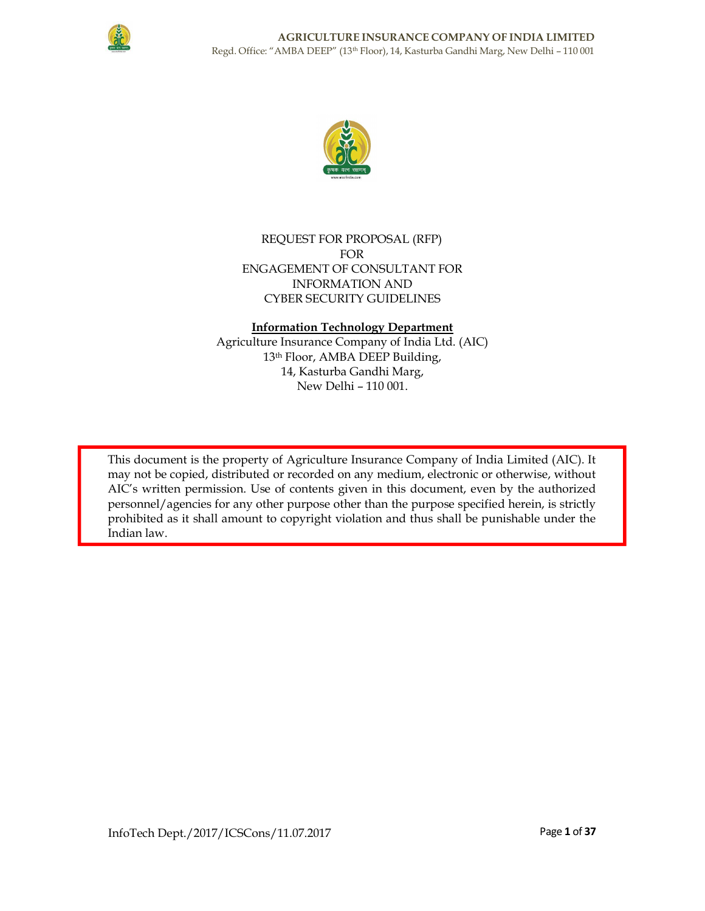# REQUEST FOR PROPOSAL (RFP) FOR ENGAGEMENT OF CONSULTANT FOR INFORMATION AND CYBER SECURITY GUIDELINES

**Information Technology Department**

Agriculture Insurance Company of India Ltd. (AIC)
13th Floor, AMBA DEEP Building,
14, Kasturba Gandhi Marg,
New Delhi – 110 001.

This document is the property of Agriculture Insurance Company of India Limited (AIC). It may not be copied, distributed or recorded on any medium, electronic or otherwise, without AIC's written permission. Use of contents given in this document, even by the authorized personnel/agencies for any other purpose other than the purpose specified herein, is strictly prohibited as it shall amount to copyright violation and thus shall be punishable under the Indian law.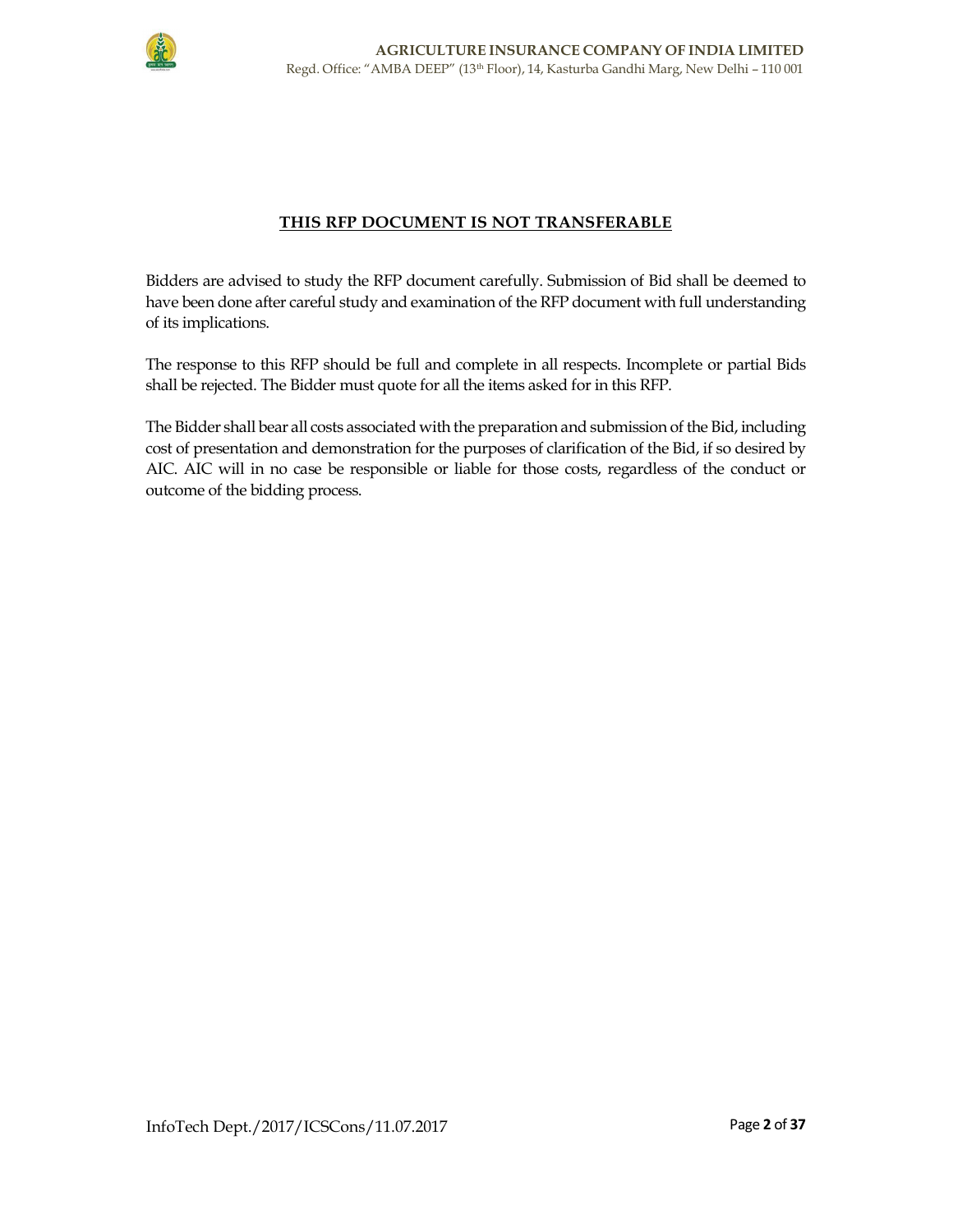**<u>THIS RFP DOCUMENT IS NOT TRANSFERABLE</u>**

Bidders are advised to study the RFP document carefully. Submission of Bid shall be deemed to have been done after careful study and examination of the RFP document with full understanding of its implications.

The response to this RFP should be full and complete in all respects. Incomplete or partial Bids shall be rejected. The Bidder must quote for all the items asked for in this RFP.

The Bidder shall bear all costs associated with the preparation and submission of the Bid, including cost of presentation and demonstration for the purposes of clarification of the Bid, if so desired by AIC. AIC will in no case be responsible or liable for those costs, regardless of the conduct or outcome of the bidding process.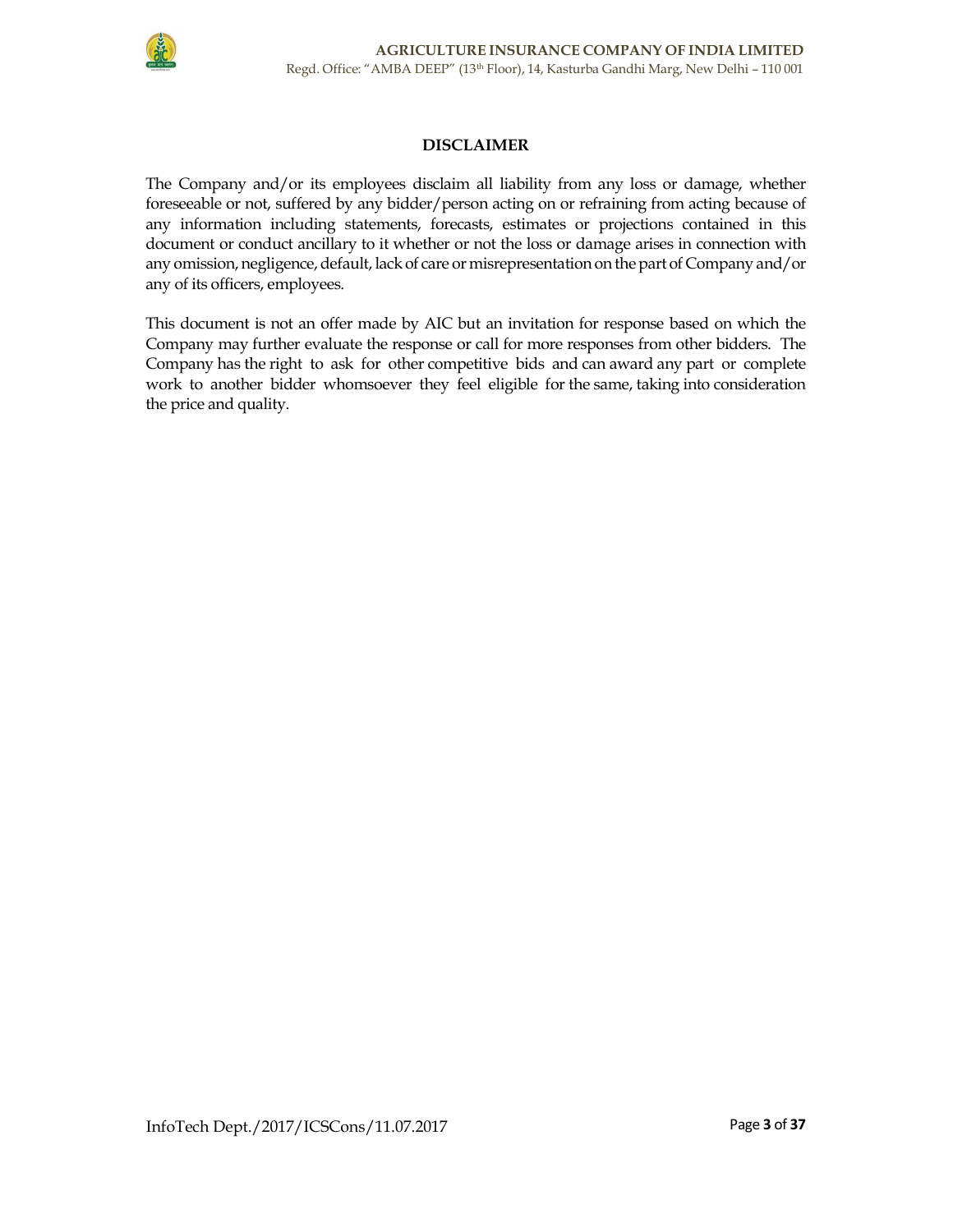## DISCLAIMER

The Company and/or its employees disclaim all liability from any loss or damage, whether foreseeable or not, suffered by any bidder/person acting on or refraining from acting because of any information including statements, forecasts, estimates or projections contained in this document or conduct ancillary to it whether or not the loss or damage arises in connection with any omission, negligence, default, lack of care or misrepresentation on the part of Company and/or any of its officers, employees.

This document is not an offer made by AIC but an invitation for response based on which the Company may further evaluate the response or call for more responses from other bidders. The Company has the right to ask for other competitive bids and can award any part or complete work to another bidder whomsoever they feel eligible for the same, taking into consideration the price and quality.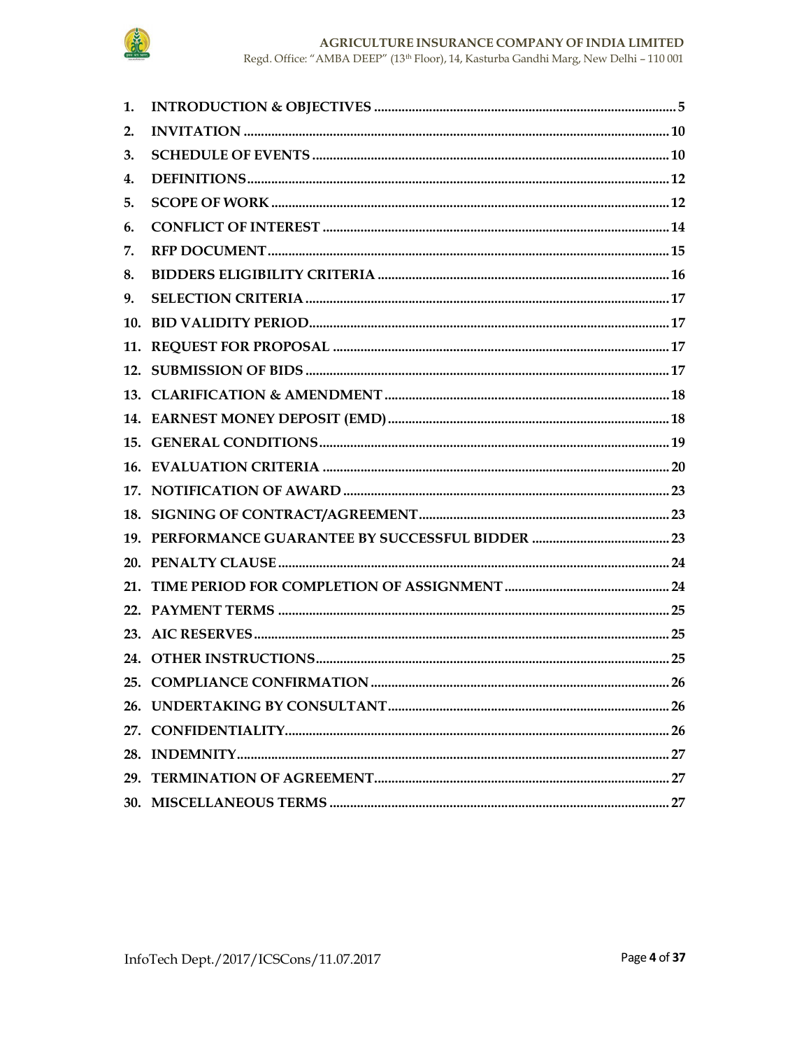1. INTRODUCTION & OBJECTIVES ........ 5
2. INVITATION ........ 10
3. SCHEDULE OF EVENTS ........ 10
4. DEFINITIONS ........ 12
5. SCOPE OF WORK ........ 12
6. CONFLICT OF INTEREST ........ 14
7. RFP DOCUMENT ........ 15
8. BIDDERS ELIGIBILITY CRITERIA ........ 16
9. SELECTION CRITERIA ........ 17
10. BID VALIDITY PERIOD ........ 17
11. REQUEST FOR PROPOSAL ........ 17
12. SUBMISSION OF BIDS ........ 17
13. CLARIFICATION & AMENDMENT ........ 18
14. EARNEST MONEY DEPOSIT (EMD) ........ 18
15. GENERAL CONDITIONS ........ 19
16. EVALUATION CRITERIA ........ 20
17. NOTIFICATION OF AWARD ........ 23
18. SIGNING OF CONTRACT/AGREEMENT ........ 23
19. PERFORMANCE GUARANTEE BY SUCCESSFUL BIDDER ........ 23
20. PENALTY CLAUSE ........ 24
21. TIME PERIOD FOR COMPLETION OF ASSIGNMENT ........ 24
22. PAYMENT TERMS ........ 25
23. AIC RESERVES ........ 25
24. OTHER INSTRUCTIONS ........ 25
25. COMPLIANCE CONFIRMATION ........ 26
26. UNDERTAKING BY CONSULTANT ........ 26
27. CONFIDENTIALITY ........ 26
28. INDEMNITY ........ 27
29. TERMINATION OF AGREEMENT ........ 27
30. MISCELLANEOUS TERMS ........ 27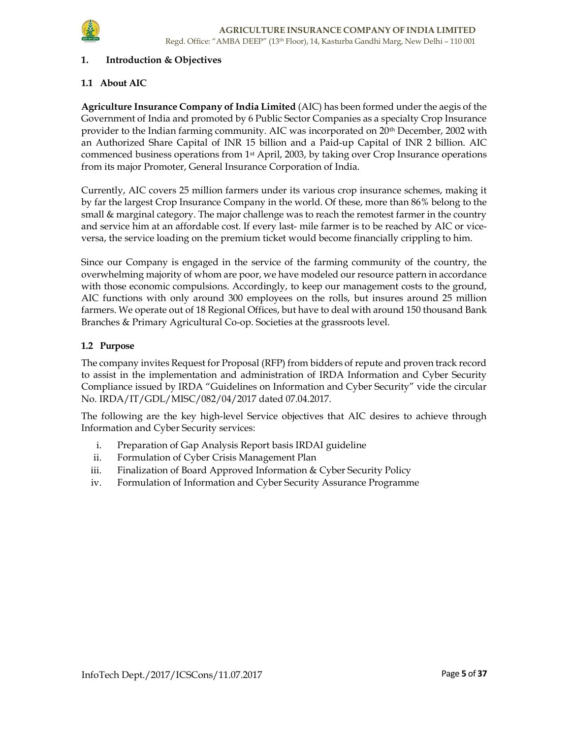## 1. Introduction & Objectives

### 1.1 About AIC

**Agriculture Insurance Company of India Limited** (AIC) has been formed under the aegis of the Government of India and promoted by 6 Public Sector Companies as a specialty Crop Insurance provider to the Indian farming community. AIC was incorporated on 20th December, 2002 with an Authorized Share Capital of INR 15 billion and a Paid-up Capital of INR 2 billion. AIC commenced business operations from 1st April, 2003, by taking over Crop Insurance operations from its major Promoter, General Insurance Corporation of India.

Currently, AIC covers 25 million farmers under its various crop insurance schemes, making it by far the largest Crop Insurance Company in the world. Of these, more than 86% belong to the small & marginal category. The major challenge was to reach the remotest farmer in the country and service him at an affordable cost. If every last- mile farmer is to be reached by AIC or vice-versa, the service loading on the premium ticket would become financially crippling to him.

Since our Company is engaged in the service of the farming community of the country, the overwhelming majority of whom are poor, we have modeled our resource pattern in accordance with those economic compulsions. Accordingly, to keep our management costs to the ground, AIC functions with only around 300 employees on the rolls, but insures around 25 million farmers. We operate out of 18 Regional Offices, but have to deal with around 150 thousand Bank Branches & Primary Agricultural Co-op. Societies at the grassroots level.

### 1.2 Purpose

The company invites Request for Proposal (RFP) from bidders of repute and proven track record to assist in the implementation and administration of IRDA Information and Cyber Security Compliance issued by IRDA "Guidelines on Information and Cyber Security" vide the circular No. IRDA/IT/GDL/MISC/082/04/2017 dated 07.04.2017.

The following are the key high-level Service objectives that AIC desires to achieve through Information and Cyber Security services:

i. Preparation of Gap Analysis Report basis IRDAI guideline
ii. Formulation of Cyber Crisis Management Plan
iii. Finalization of Board Approved Information & Cyber Security Policy
iv. Formulation of Information and Cyber Security Assurance Programme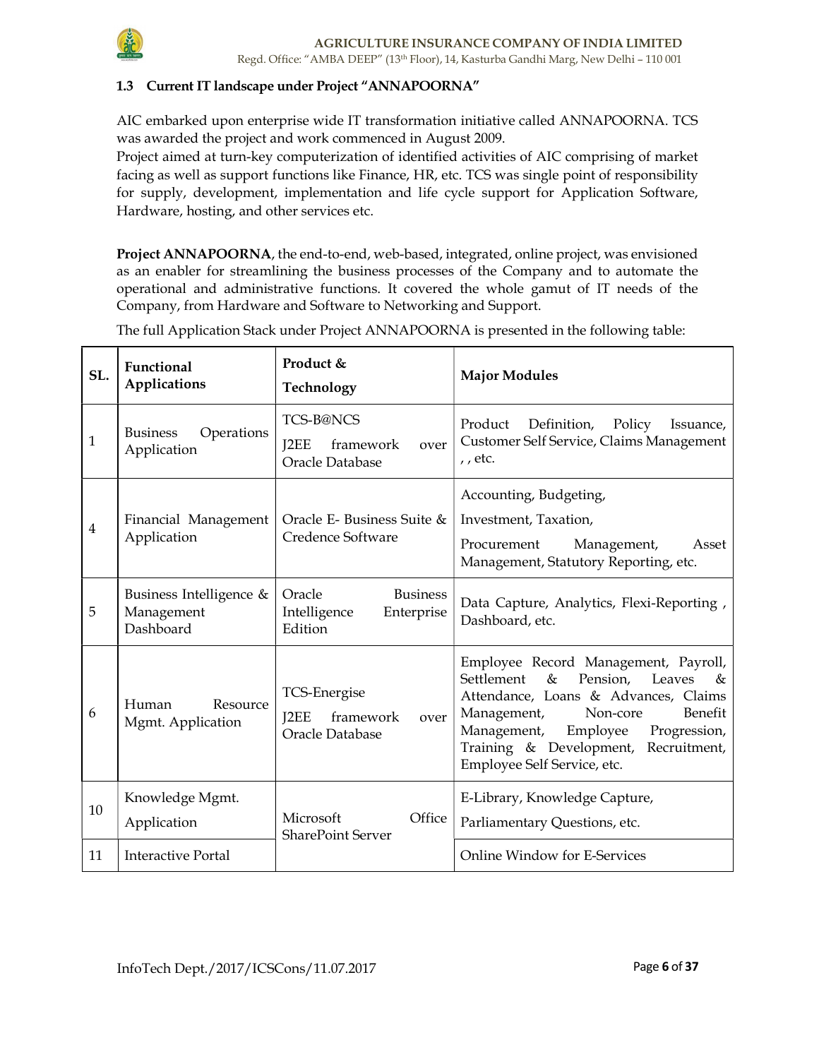### 1.3 Current IT landscape under Project "ANNAPOORNA"

AIC embarked upon enterprise wide IT transformation initiative called ANNAPOORNA. TCS was awarded the project and work commenced in August 2009.

Project aimed at turn-key computerization of identified activities of AIC comprising of market facing as well as support functions like Finance, HR, etc. TCS was single point of responsibility for supply, development, implementation and life cycle support for Application Software, Hardware, hosting, and other services etc.

**Project ANNAPOORNA**, the end-to-end, web-based, integrated, online project, was envisioned as an enabler for streamlining the business processes of the Company and to automate the operational and administrative functions. It covered the whole gamut of IT needs of the Company, from Hardware and Software to Networking and Support.

The full Application Stack under Project ANNAPOORNA is presented in the following table:

| SL. | Functional Applications | Product & Technology | Major Modules |
|---|---|---|---|
| 1 | Business Operations Application | TCS-B@NCS<br>J2EE framework over Oracle Database | Product Definition, Policy Issuance, Customer Self Service, Claims Management , , etc. |
| 4 | Financial Management Application | Oracle E- Business Suite & Credence Software | Accounting, Budgeting,<br>Investment, Taxation,<br>Procurement Management, Asset Management, Statutory Reporting, etc. |
| 5 | Business Intelligence & Management Dashboard | Oracle Business Intelligence Enterprise Edition | Data Capture, Analytics, Flexi-Reporting , Dashboard, etc. |
| 6 | Human Resource Mgmt. Application | TCS-Energise<br>J2EE framework over Oracle Database | Employee Record Management, Payroll, Settlement & Pension, Leaves & Attendance, Loans & Advances, Claims Management, Non-core Benefit Management, Employee Progression, Training & Development, Recruitment, Employee Self Service, etc. |
| 10 | Knowledge Mgmt. Application | Microsoft Office SharePoint Server | E-Library, Knowledge Capture,<br>Parliamentary Questions, etc. |
| 11 | Interactive Portal | | Online Window for E-Services |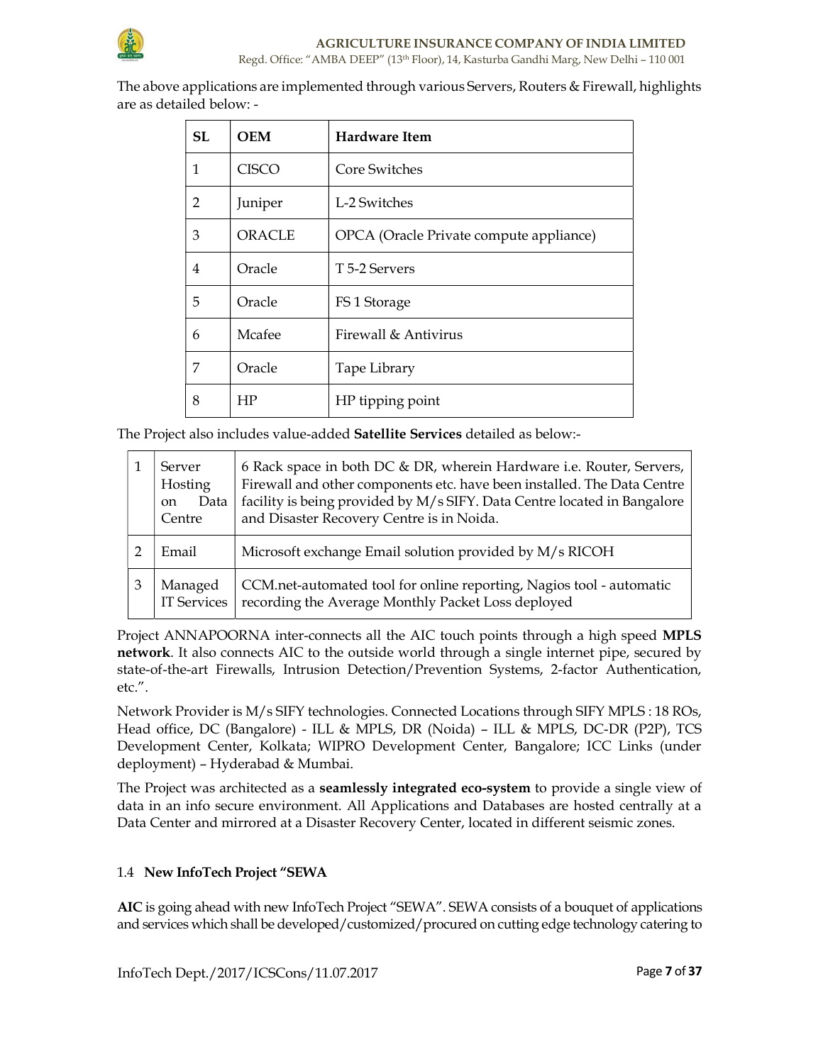The above applications are implemented through various Servers, Routers & Firewall, highlights are as detailed below: -

| SL | OEM | Hardware Item |
|---|---|---|
| 1 | CISCO | Core Switches |
| 2 | Juniper | L-2 Switches |
| 3 | ORACLE | OPCA (Oracle Private compute appliance) |
| 4 | Oracle | T 5-2 Servers |
| 5 | Oracle | FS 1 Storage |
| 6 | Mcafee | Firewall & Antivirus |
| 7 | Oracle | Tape Library |
| 8 | HP | HP tipping point |

The Project also includes value-added **Satellite Services** detailed as below:-

| | | |
|---|---|---|
| 1 | Server Hosting on Data Centre | 6 Rack space in both DC & DR, wherein Hardware i.e. Router, Servers, Firewall and other components etc. have been installed. The Data Centre facility is being provided by M/s SIFY. Data Centre located in Bangalore and Disaster Recovery Centre is in Noida. |
| 2 | Email | Microsoft exchange Email solution provided by M/s RICOH |
| 3 | Managed IT Services | CCM.net-automated tool for online reporting, Nagios tool - automatic recording the Average Monthly Packet Loss deployed |

Project ANNAPOORNA inter-connects all the AIC touch points through a high speed **MPLS network**. It also connects AIC to the outside world through a single internet pipe, secured by state-of-the-art Firewalls, Intrusion Detection/Prevention Systems, 2-factor Authentication, etc.".

Network Provider is M/s SIFY technologies. Connected Locations through SIFY MPLS : 18 ROs, Head office, DC (Bangalore) - ILL & MPLS, DR (Noida) – ILL & MPLS, DC-DR (P2P), TCS Development Center, Kolkata; WIPRO Development Center, Bangalore; ICC Links (under deployment) – Hyderabad & Mumbai.

The Project was architected as a **seamlessly integrated eco-system** to provide a single view of data in an info secure environment. All Applications and Databases are hosted centrally at a Data Center and mirrored at a Disaster Recovery Center, located in different seismic zones.

### 1.4 New InfoTech Project "SEWA

**AIC** is going ahead with new InfoTech Project "SEWA". SEWA consists of a bouquet of applications and services which shall be developed/customized/procured on cutting edge technology catering to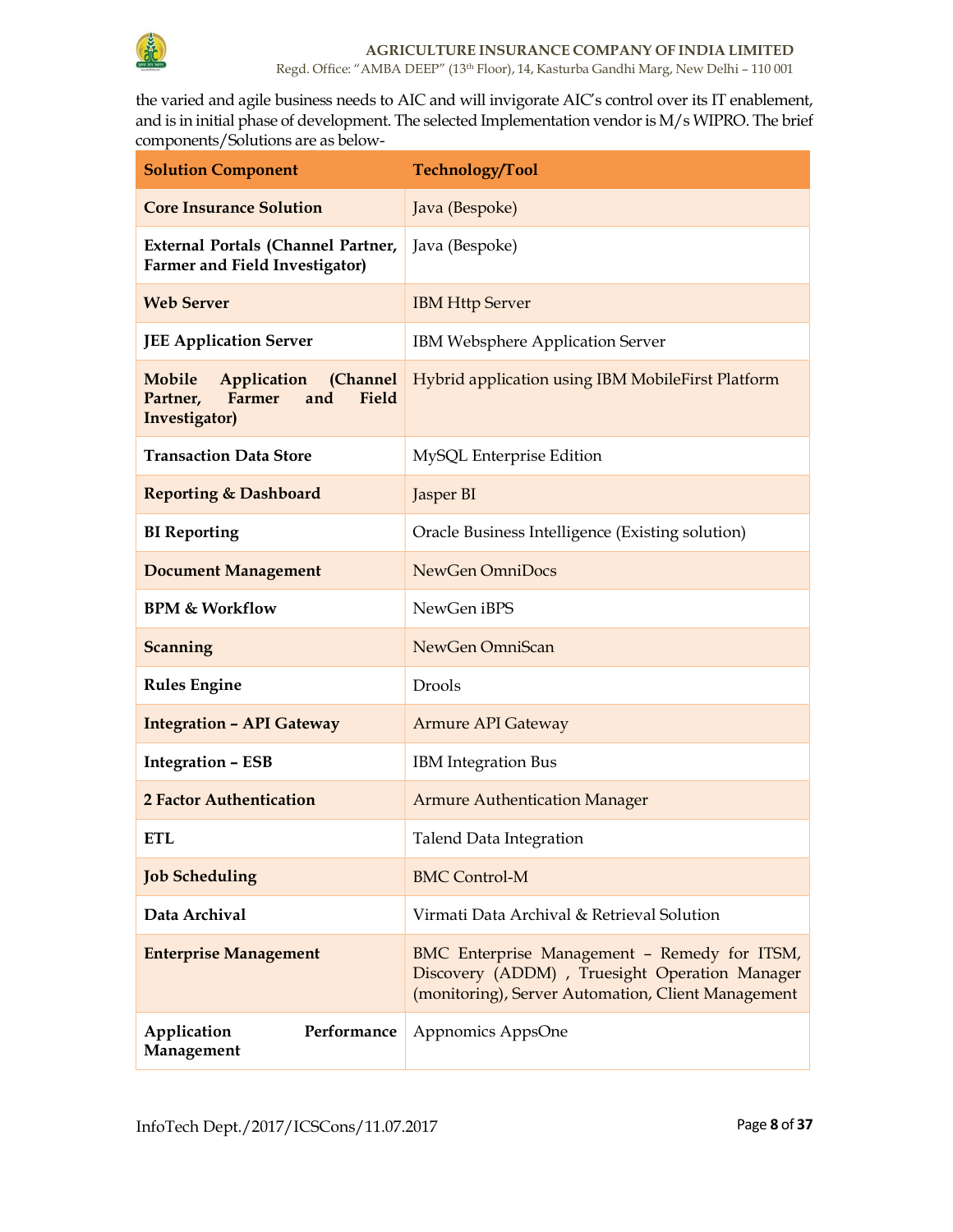the varied and agile business needs to AIC and will invigorate AIC's control over its IT enablement, and is in initial phase of development. The selected Implementation vendor is M/s WIPRO. The brief components/Solutions are as below-

| Solution Component | Technology/Tool |
|---|---|
| **Core Insurance Solution** | Java (Bespoke) |
| **External Portals (Channel Partner, Farmer and Field Investigator)** | Java (Bespoke) |
| **Web Server** | IBM Http Server |
| **JEE Application Server** | IBM Websphere Application Server |
| **Mobile Application (Channel Partner, Farmer and Field Investigator)** | Hybrid application using IBM MobileFirst Platform |
| **Transaction Data Store** | MySQL Enterprise Edition |
| **Reporting & Dashboard** | Jasper BI |
| **BI Reporting** | Oracle Business Intelligence (Existing solution) |
| **Document Management** | NewGen OmniDocs |
| **BPM & Workflow** | NewGen iBPS |
| **Scanning** | NewGen OmniScan |
| **Rules Engine** | Drools |
| **Integration – API Gateway** | Armure API Gateway |
| **Integration – ESB** | IBM Integration Bus |
| **2 Factor Authentication** | Armure Authentication Manager |
| **ETL** | Talend Data Integration |
| **Job Scheduling** | BMC Control-M |
| **Data Archival** | Virmati Data Archival & Retrieval Solution |
| **Enterprise Management** | BMC Enterprise Management – Remedy for ITSM, Discovery (ADDM) , Truesight Operation Manager (monitoring), Server Automation, Client Management |
| **Application Performance Management** | Appnomics AppsOne |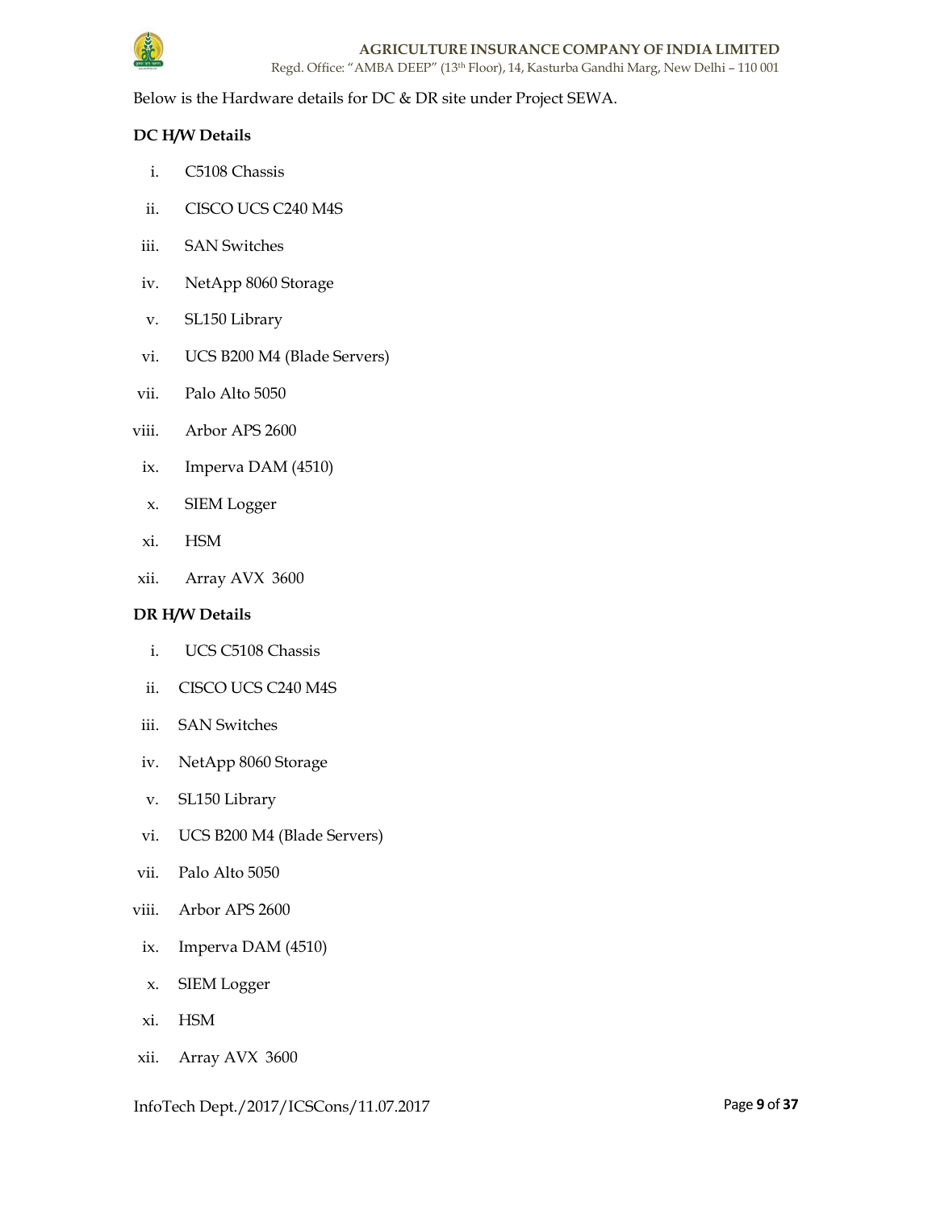Below is the Hardware details for DC & DR site under Project SEWA.

**DC H/W Details**

i. C5108 Chassis
ii. CISCO UCS C240 M4S
iii. SAN Switches
iv. NetApp 8060 Storage
v. SL150 Library
vi. UCS B200 M4 (Blade Servers)
vii. Palo Alto 5050
viii. Arbor APS 2600
ix. Imperva DAM (4510)
x. SIEM Logger
xi. HSM
xii. Array AVX 3600

**DR H/W Details**

i. UCS C5108 Chassis
ii. CISCO UCS C240 M4S
iii. SAN Switches
iv. NetApp 8060 Storage
v. SL150 Library
vi. UCS B200 M4 (Blade Servers)
vii. Palo Alto 5050
viii. Arbor APS 2600
ix. Imperva DAM (4510)
x. SIEM Logger
xi. HSM
xii. Array AVX 3600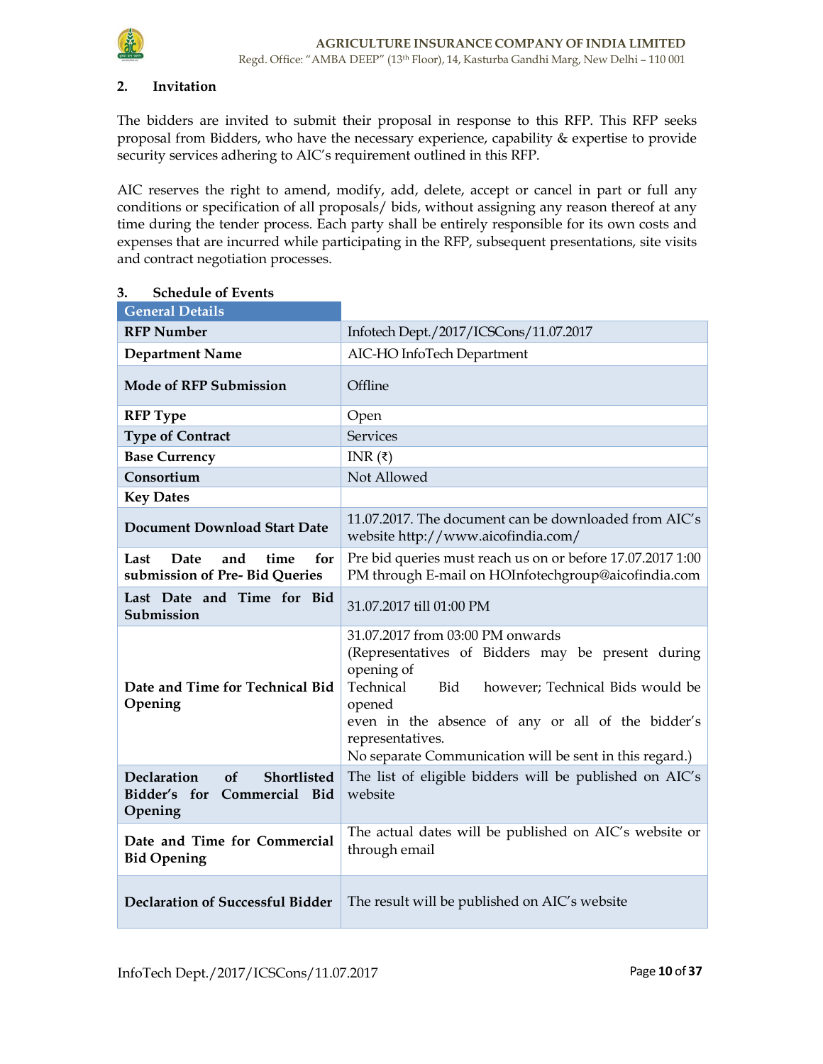## 2. Invitation

The bidders are invited to submit their proposal in response to this RFP. This RFP seeks proposal from Bidders, who have the necessary experience, capability & expertise to provide security services adhering to AIC's requirement outlined in this RFP.

AIC reserves the right to amend, modify, add, delete, accept or cancel in part or full any conditions or specification of all proposals/ bids, without assigning any reason thereof at any time during the tender process. Each party shall be entirely responsible for its own costs and expenses that are incurred while participating in the RFP, subsequent presentations, site visits and contract negotiation processes.

## 3. Schedule of Events

| General Details | |
|---|---|
| **RFP Number** | Infotech Dept./2017/ICSCons/11.07.2017 |
| **Department Name** | AIC-HO InfoTech Department |
| **Mode of RFP Submission** | Offline |
| **RFP Type** | Open |
| **Type of Contract** | Services |
| **Base Currency** | INR (₹) |
| **Consortium** | Not Allowed |
| **Key Dates** | |
| **Document Download Start Date** | 11.07.2017. The document can be downloaded from AIC's website http://www.aicofindia.com/ |
| **Last Date and time for submission of Pre- Bid Queries** | Pre bid queries must reach us on or before 17.07.2017 1:00 PM through E-mail on HOInfotechgroup@aicofindia.com |
| **Last Date and Time for Bid Submission** | 31.07.2017 till 01:00 PM |
| **Date and Time for Technical Bid Opening** | 31.07.2017 from 03:00 PM onwards (Representatives of Bidders may be present during opening of Technical Bid however; Technical Bids would be opened even in the absence of any or all of the bidder's representatives. No separate Communication will be sent in this regard.) |
| **Declaration of Shortlisted Bidder's for Commercial Bid Opening** | The list of eligible bidders will be published on AIC's website |
| **Date and Time for Commercial Bid Opening** | The actual dates will be published on AIC's website or through email |
| **Declaration of Successful Bidder** | The result will be published on AIC's website |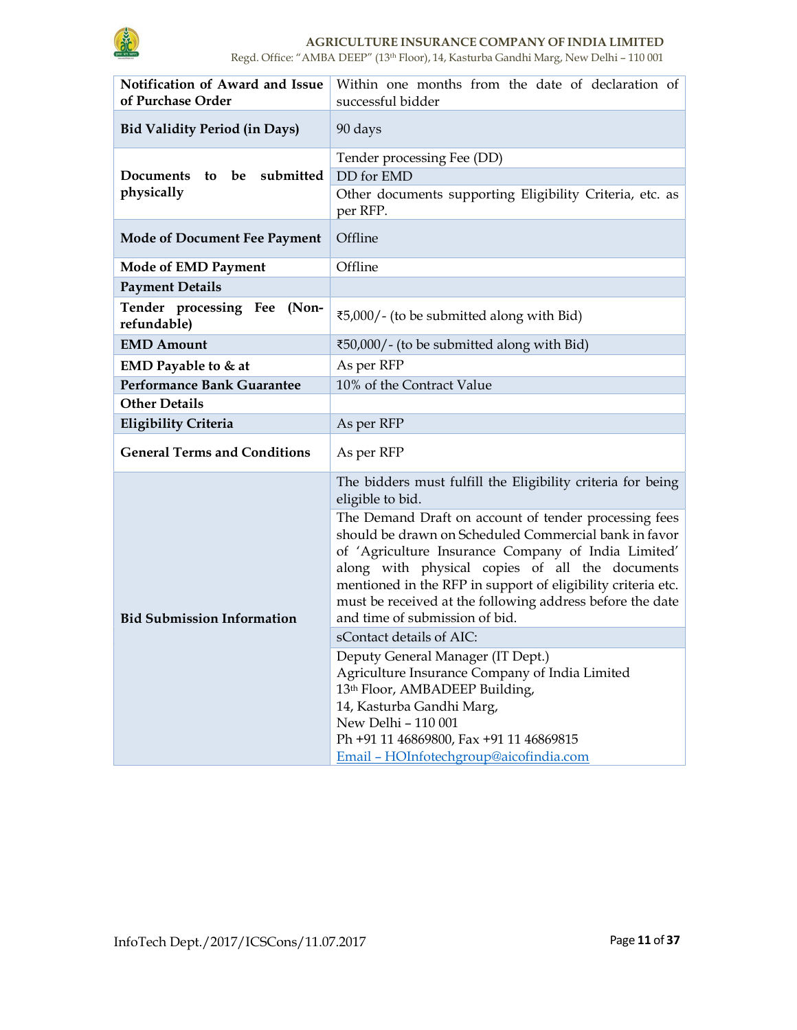| | |
|---|---|
| **Notification of Award and Issue of Purchase Order** | Within one months from the date of declaration of successful bidder |
| **Bid Validity Period (in Days)** | 90 days |
| **Documents to be submitted physically** | Tender processing Fee (DD) |
| | DD for EMD |
| | Other documents supporting Eligibility Criteria, etc. as per RFP. |
| **Mode of Document Fee Payment** | Offline |
| **Mode of EMD Payment** | Offline |
| **Payment Details** | |
| **Tender processing Fee (Non-refundable)** | ₹5,000/- (to be submitted along with Bid) |
| **EMD Amount** | ₹50,000/- (to be submitted along with Bid) |
| **EMD Payable to & at** | As per RFP |
| **Performance Bank Guarantee** | 10% of the Contract Value |
| **Other Details** | |
| **Eligibility Criteria** | As per RFP |
| **General Terms and Conditions** | As per RFP |
| **Bid Submission Information** | The bidders must fulfill the Eligibility criteria for being eligible to bid. |
| | The Demand Draft on account of tender processing fees should be drawn on Scheduled Commercial bank in favor of 'Agriculture Insurance Company of India Limited' along with physical copies of all the documents mentioned in the RFP in support of eligibility criteria etc. must be received at the following address before the date and time of submission of bid. |
| | sContact details of AIC: |
| | Deputy General Manager (IT Dept.)<br>Agriculture Insurance Company of India Limited<br>13th Floor, AMBADEEP Building,<br>14, Kasturba Gandhi Marg,<br>New Delhi – 110 001<br>Ph +91 11 46869800, Fax +91 11 46869815<br>Email – HOInfotechgroup@aicofindia.com |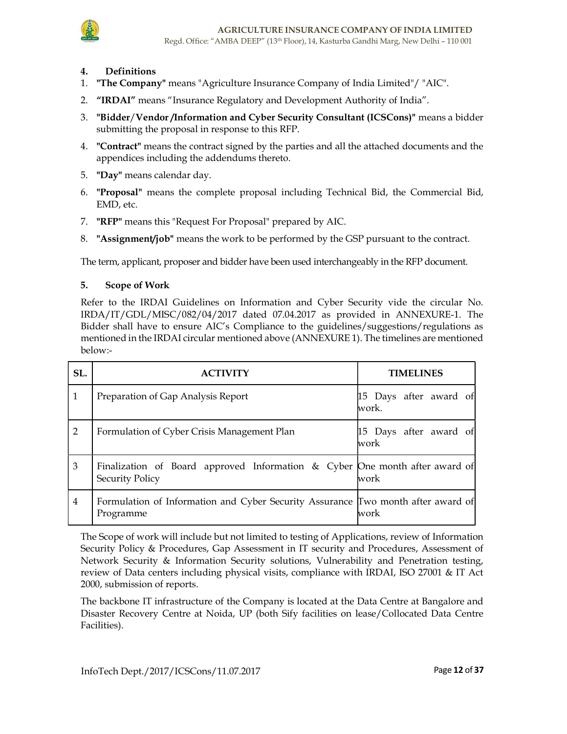## 4. Definitions

1. **"The Company"** means "Agriculture Insurance Company of India Limited"/ "AIC".
2. **"IRDAI"** means "Insurance Regulatory and Development Authority of India".
3. **"Bidder/Vendor /Information and Cyber Security Consultant (ICSCons)"** means a bidder submitting the proposal in response to this RFP.
4. **"Contract"** means the contract signed by the parties and all the attached documents and the appendices including the addendums thereto.
5. **"Day"** means calendar day.
6. **"Proposal"** means the complete proposal including Technical Bid, the Commercial Bid, EMD, etc.
7. **"RFP"** means this "Request For Proposal" prepared by AIC.
8. **"Assignment/job"** means the work to be performed by the GSP pursuant to the contract.

The term, applicant, proposer and bidder have been used interchangeably in the RFP document.

## 5. Scope of Work

Refer to the IRDAI Guidelines on Information and Cyber Security vide the circular No. IRDA/IT/GDL/MISC/082/04/2017 dated 07.04.2017 as provided in ANNEXURE-1. The Bidder shall have to ensure AIC's Compliance to the guidelines/suggestions/regulations as mentioned in the IRDAI circular mentioned above (ANNEXURE 1). The timelines are mentioned below:-

| SL. | ACTIVITY | TIMELINES |
|---|---|---|
| 1 | Preparation of Gap Analysis Report | 15 Days after award of work. |
| 2 | Formulation of Cyber Crisis Management Plan | 15 Days after award of work |
| 3 | Finalization of Board approved Information & Cyber Security Policy | One month after award of work |
| 4 | Formulation of Information and Cyber Security Assurance Programme | Two month after award of work |

The Scope of work will include but not limited to testing of Applications, review of Information Security Policy & Procedures, Gap Assessment in IT security and Procedures, Assessment of Network Security & Information Security solutions, Vulnerability and Penetration testing, review of Data centers including physical visits, compliance with IRDAI, ISO 27001 & IT Act 2000, submission of reports.

The backbone IT infrastructure of the Company is located at the Data Centre at Bangalore and Disaster Recovery Centre at Noida, UP (both Sify facilities on lease/Collocated Data Centre Facilities).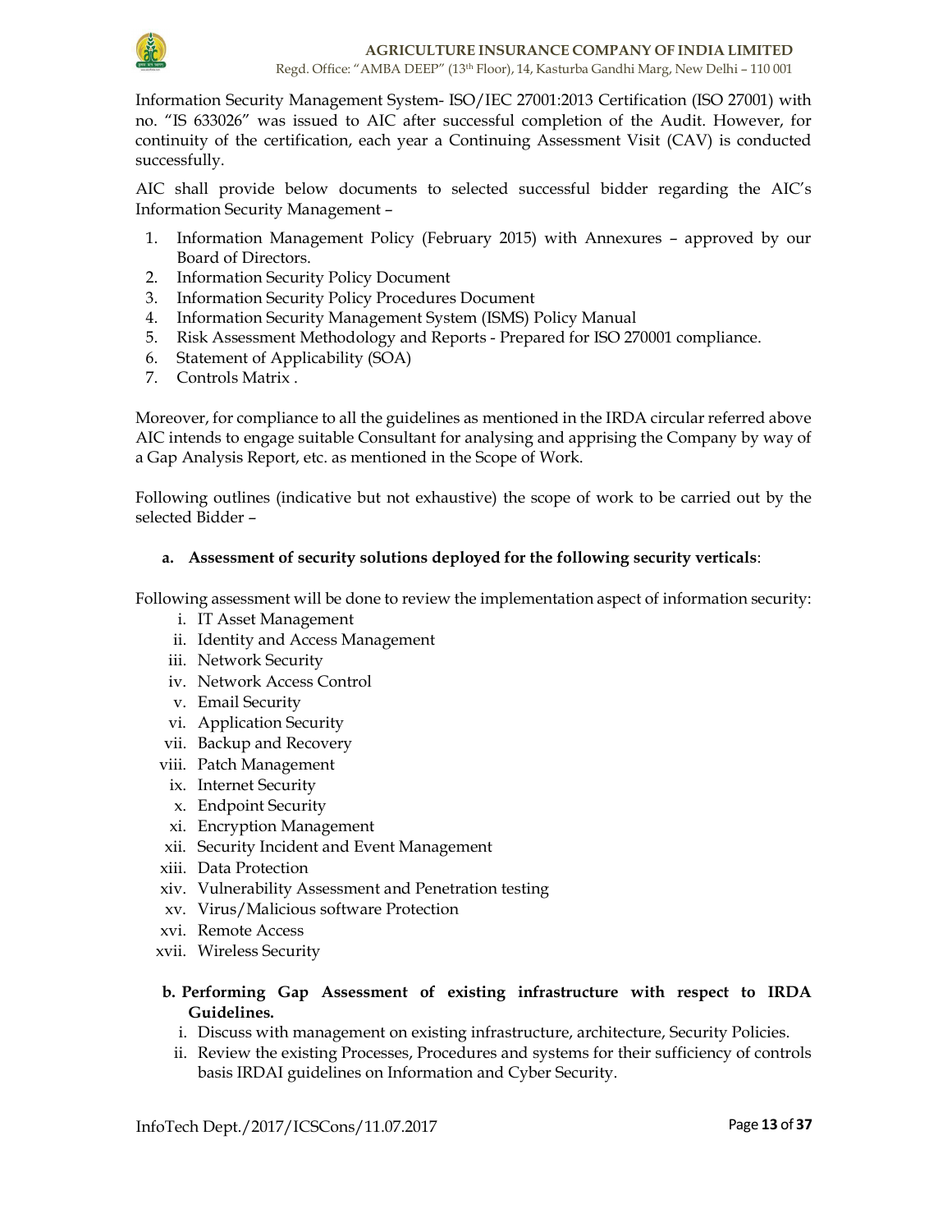Information Security Management System- ISO/IEC 27001:2013 Certification (ISO 27001) with no. "IS 633026" was issued to AIC after successful completion of the Audit. However, for continuity of the certification, each year a Continuing Assessment Visit (CAV) is conducted successfully.

AIC shall provide below documents to selected successful bidder regarding the AIC's Information Security Management –

1. Information Management Policy (February 2015) with Annexures – approved by our Board of Directors.
2. Information Security Policy Document
3. Information Security Policy Procedures Document
4. Information Security Management System (ISMS) Policy Manual
5. Risk Assessment Methodology and Reports - Prepared for ISO 270001 compliance.
6. Statement of Applicability (SOA)
7. Controls Matrix .

Moreover, for compliance to all the guidelines as mentioned in the IRDA circular referred above AIC intends to engage suitable Consultant for analysing and apprising the Company by way of a Gap Analysis Report, etc. as mentioned in the Scope of Work.

Following outlines (indicative but not exhaustive) the scope of work to be carried out by the selected Bidder –

**a. Assessment of security solutions deployed for the following security verticals**:

Following assessment will be done to review the implementation aspect of information security:

i. IT Asset Management
ii. Identity and Access Management
iii. Network Security
iv. Network Access Control
v. Email Security
vi. Application Security
vii. Backup and Recovery
viii. Patch Management
ix. Internet Security
x. Endpoint Security
xi. Encryption Management
xii. Security Incident and Event Management
xiii. Data Protection
xiv. Vulnerability Assessment and Penetration testing
xv. Virus/Malicious software Protection
xvi. Remote Access
xvii. Wireless Security

**b. Performing Gap Assessment of existing infrastructure with respect to IRDA Guidelines.**

i. Discuss with management on existing infrastructure, architecture, Security Policies.
ii. Review the existing Processes, Procedures and systems for their sufficiency of controls basis IRDAI guidelines on Information and Cyber Security.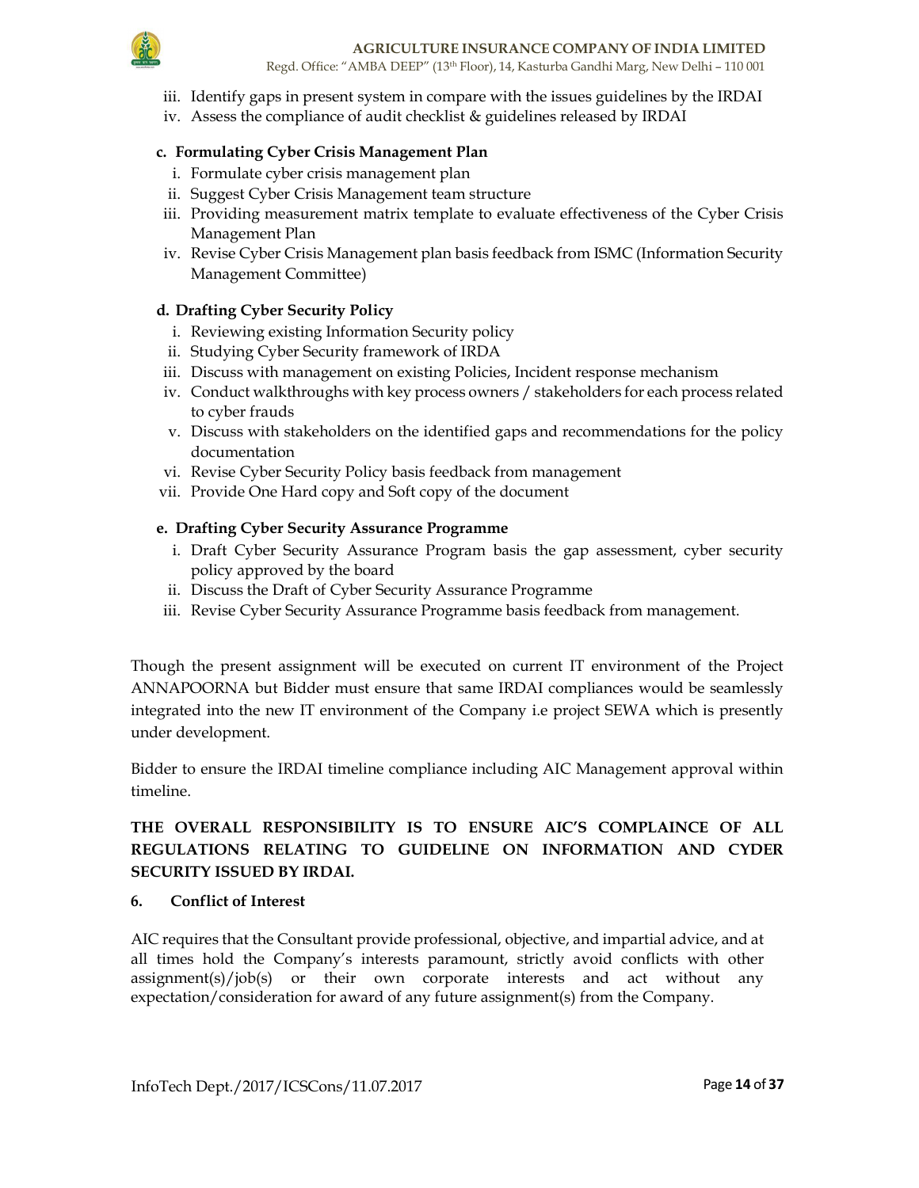iii. Identify gaps in present system in compare with the issues guidelines by the IRDAI
iv. Assess the compliance of audit checklist & guidelines released by IRDAI

**c. Formulating Cyber Crisis Management Plan**

i. Formulate cyber crisis management plan
ii. Suggest Cyber Crisis Management team structure
iii. Providing measurement matrix template to evaluate effectiveness of the Cyber Crisis Management Plan
iv. Revise Cyber Crisis Management plan basis feedback from ISMC (Information Security Management Committee)

**d. Drafting Cyber Security Policy**

i. Reviewing existing Information Security policy
ii. Studying Cyber Security framework of IRDA
iii. Discuss with management on existing Policies, Incident response mechanism
iv. Conduct walkthroughs with key process owners / stakeholders for each process related to cyber frauds
v. Discuss with stakeholders on the identified gaps and recommendations for the policy documentation
vi. Revise Cyber Security Policy basis feedback from management
vii. Provide One Hard copy and Soft copy of the document

**e. Drafting Cyber Security Assurance Programme**

i. Draft Cyber Security Assurance Program basis the gap assessment, cyber security policy approved by the board
ii. Discuss the Draft of Cyber Security Assurance Programme
iii. Revise Cyber Security Assurance Programme basis feedback from management.

Though the present assignment will be executed on current IT environment of the Project ANNAPOORNA but Bidder must ensure that same IRDAI compliances would be seamlessly integrated into the new IT environment of the Company i.e project SEWA which is presently under development.

Bidder to ensure the IRDAI timeline compliance including AIC Management approval within timeline.

**THE OVERALL RESPONSIBILITY IS TO ENSURE AIC'S COMPLAINCE OF ALL REGULATIONS RELATING TO GUIDELINE ON INFORMATION AND CYDER SECURITY ISSUED BY IRDAI.**

## 6. Conflict of Interest

AIC requires that the Consultant provide professional, objective, and impartial advice, and at all times hold the Company's interests paramount, strictly avoid conflicts with other assignment(s)/job(s) or their own corporate interests and act without any expectation/consideration for award of any future assignment(s) from the Company.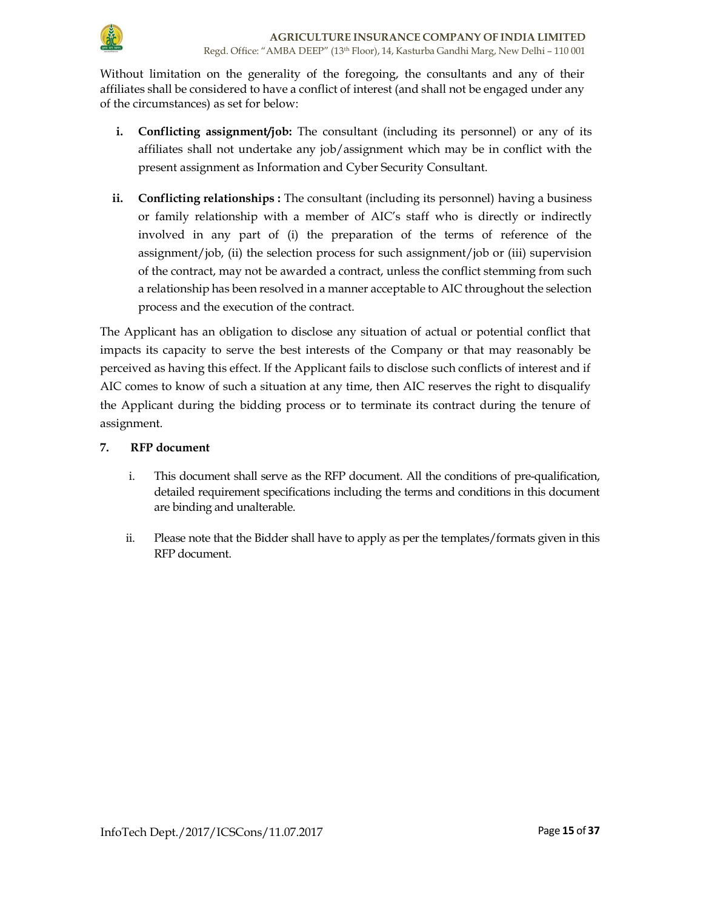Without limitation on the generality of the foregoing, the consultants and any of their affiliates shall be considered to have a conflict of interest (and shall not be engaged under any of the circumstances) as set for below:

i. **Conflicting assignment/job:** The consultant (including its personnel) or any of its affiliates shall not undertake any job/assignment which may be in conflict with the present assignment as Information and Cyber Security Consultant.

ii. **Conflicting relationships :** The consultant (including its personnel) having a business or family relationship with a member of AIC's staff who is directly or indirectly involved in any part of (i) the preparation of the terms of reference of the assignment/job, (ii) the selection process for such assignment/job or (iii) supervision of the contract, may not be awarded a contract, unless the conflict stemming from such a relationship has been resolved in a manner acceptable to AIC throughout the selection process and the execution of the contract.

The Applicant has an obligation to disclose any situation of actual or potential conflict that impacts its capacity to serve the best interests of the Company or that may reasonably be perceived as having this effect. If the Applicant fails to disclose such conflicts of interest and if AIC comes to know of such a situation at any time, then AIC reserves the right to disqualify the Applicant during the bidding process or to terminate its contract during the tenure of assignment.

**7. RFP document**

i. This document shall serve as the RFP document. All the conditions of pre-qualification, detailed requirement specifications including the terms and conditions in this document are binding and unalterable.

ii. Please note that the Bidder shall have to apply as per the templates/formats given in this RFP document.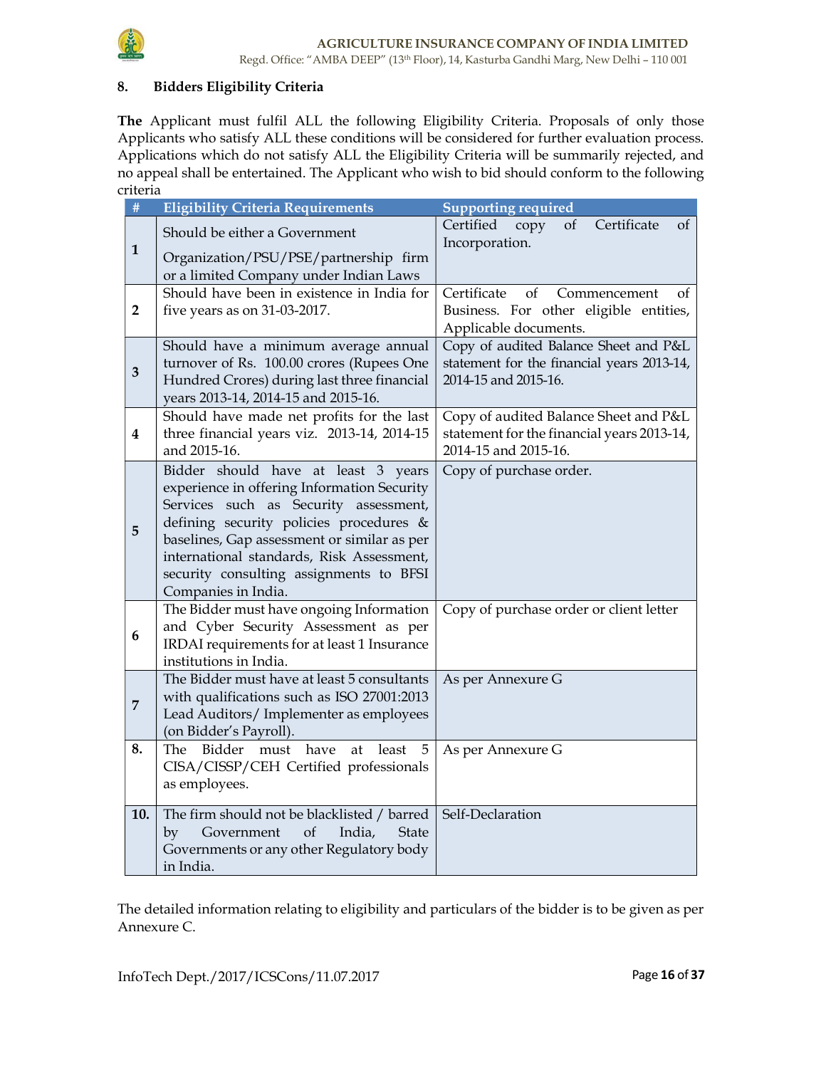## 8. Bidders Eligibility Criteria

**The** Applicant must fulfil ALL the following Eligibility Criteria. Proposals of only those Applicants who satisfy ALL these conditions will be considered for further evaluation process. Applications which do not satisfy ALL the Eligibility Criteria will be summarily rejected, and no appeal shall be entertained. The Applicant who wish to bid should conform to the following criteria

| # | Eligibility Criteria Requirements | Supporting required |
|---|---|---|
| 1 | Should be either a Government Organization/PSU/PSE/partnership firm or a limited Company under Indian Laws | Certified copy of Certificate of Incorporation. |
| 2 | Should have been in existence in India for five years as on 31-03-2017. | Certificate of Commencement of Business. For other eligible entities, Applicable documents. |
| 3 | Should have a minimum average annual turnover of Rs. 100.00 crores (Rupees One Hundred Crores) during last three financial years 2013-14, 2014-15 and 2015-16. | Copy of audited Balance Sheet and P&L statement for the financial years 2013-14, 2014-15 and 2015-16. |
| 4 | Should have made net profits for the last three financial years viz. 2013-14, 2014-15 and 2015-16. | Copy of audited Balance Sheet and P&L statement for the financial years 2013-14, 2014-15 and 2015-16. |
| 5 | Bidder should have at least 3 years experience in offering Information Security Services such as Security assessment, defining security policies procedures & baselines, Gap assessment or similar as per international standards, Risk Assessment, security consulting assignments to BFSI Companies in India. | Copy of purchase order. |
| 6 | The Bidder must have ongoing Information and Cyber Security Assessment as per IRDAI requirements for at least 1 Insurance institutions in India. | Copy of purchase order or client letter |
| 7 | The Bidder must have at least 5 consultants with qualifications such as ISO 27001:2013 Lead Auditors/ Implementer as employees (on Bidder's Payroll). | As per Annexure G |
| 8. | The Bidder must have at least 5 CISA/CISSP/CEH Certified professionals as employees. | As per Annexure G |
| 10. | The firm should not be blacklisted / barred by Government of India, State Governments or any other Regulatory body in India. | Self-Declaration |

The detailed information relating to eligibility and particulars of the bidder is to be given as per Annexure C.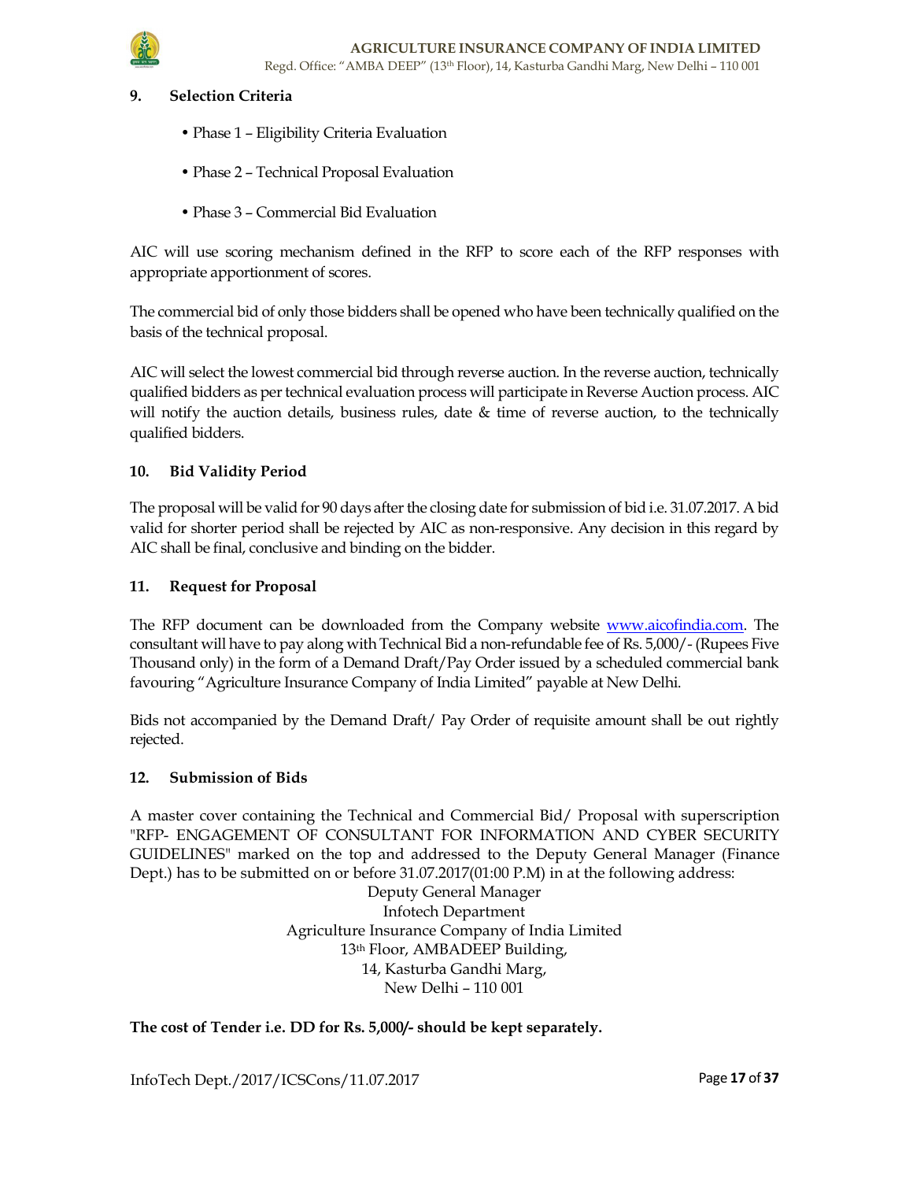## 9. Selection Criteria

- Phase 1 – Eligibility Criteria Evaluation
- Phase 2 – Technical Proposal Evaluation
- Phase 3 – Commercial Bid Evaluation

AIC will use scoring mechanism defined in the RFP to score each of the RFP responses with appropriate apportionment of scores.

The commercial bid of only those bidders shall be opened who have been technically qualified on the basis of the technical proposal.

AIC will select the lowest commercial bid through reverse auction. In the reverse auction, technically qualified bidders as per technical evaluation process will participate in Reverse Auction process. AIC will notify the auction details, business rules, date & time of reverse auction, to the technically qualified bidders.

## 10. Bid Validity Period

The proposal will be valid for 90 days after the closing date for submission of bid i.e. 31.07.2017. A bid valid for shorter period shall be rejected by AIC as non-responsive. Any decision in this regard by AIC shall be final, conclusive and binding on the bidder.

## 11. Request for Proposal

The RFP document can be downloaded from the Company website www.aicofindia.com. The consultant will have to pay along with Technical Bid a non-refundable fee of Rs. 5,000/- (Rupees Five Thousand only) in the form of a Demand Draft/Pay Order issued by a scheduled commercial bank favouring "Agriculture Insurance Company of India Limited" payable at New Delhi.

Bids not accompanied by the Demand Draft/ Pay Order of requisite amount shall be out rightly rejected.

## 12. Submission of Bids

A master cover containing the Technical and Commercial Bid/ Proposal with superscription "RFP- ENGAGEMENT OF CONSULTANT FOR INFORMATION AND CYBER SECURITY GUIDELINES" marked on the top and addressed to the Deputy General Manager (Finance Dept.) has to be submitted on or before 31.07.2017(01:00 P.M) in at the following address:

Deputy General Manager
Infotech Department
Agriculture Insurance Company of India Limited
13th Floor, AMBADEEP Building,
14, Kasturba Gandhi Marg,
New Delhi – 110 001

**The cost of Tender i.e. DD for Rs. 5,000/- should be kept separately.**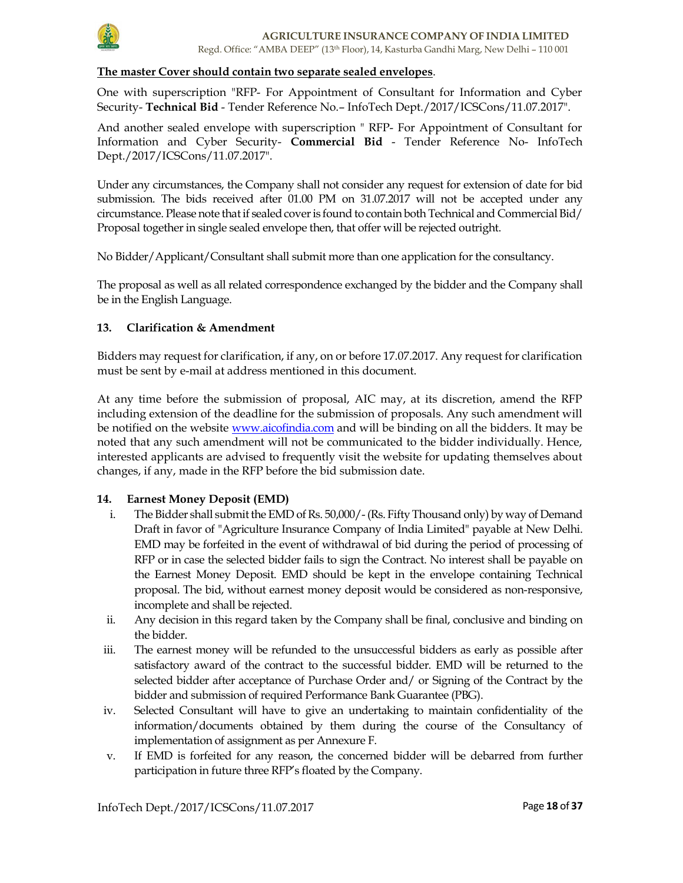**The master Cover should contain two separate sealed envelopes**.

One with superscription "RFP- For Appointment of Consultant for Information and Cyber Security- **Technical Bid** - Tender Reference No.– InfoTech Dept./2017/ICSCons/11.07.2017".

And another sealed envelope with superscription " RFP- For Appointment of Consultant for Information and Cyber Security- **Commercial Bid** - Tender Reference No- InfoTech Dept./2017/ICSCons/11.07.2017".

Under any circumstances, the Company shall not consider any request for extension of date for bid submission. The bids received after 01.00 PM on 31.07.2017 will not be accepted under any circumstance. Please note that if sealed cover is found to contain both Technical and Commercial Bid/ Proposal together in single sealed envelope then, that offer will be rejected outright.

No Bidder/Applicant/Consultant shall submit more than one application for the consultancy.

The proposal as well as all related correspondence exchanged by the bidder and the Company shall be in the English Language.

### 13. Clarification & Amendment

Bidders may request for clarification, if any, on or before 17.07.2017. Any request for clarification must be sent by e-mail at address mentioned in this document.

At any time before the submission of proposal, AIC may, at its discretion, amend the RFP including extension of the deadline for the submission of proposals. Any such amendment will be notified on the website www.aicofindia.com and will be binding on all the bidders. It may be noted that any such amendment will not be communicated to the bidder individually. Hence, interested applicants are advised to frequently visit the website for updating themselves about changes, if any, made in the RFP before the bid submission date.

### 14. Earnest Money Deposit (EMD)

i. The Bidder shall submit the EMD of Rs. 50,000/- (Rs. Fifty Thousand only) by way of Demand Draft in favor of "Agriculture Insurance Company of India Limited" payable at New Delhi. EMD may be forfeited in the event of withdrawal of bid during the period of processing of RFP or in case the selected bidder fails to sign the Contract. No interest shall be payable on the Earnest Money Deposit. EMD should be kept in the envelope containing Technical proposal. The bid, without earnest money deposit would be considered as non-responsive, incomplete and shall be rejected.

ii. Any decision in this regard taken by the Company shall be final, conclusive and binding on the bidder.

iii. The earnest money will be refunded to the unsuccessful bidders as early as possible after satisfactory award of the contract to the successful bidder. EMD will be returned to the selected bidder after acceptance of Purchase Order and/ or Signing of the Contract by the bidder and submission of required Performance Bank Guarantee (PBG).

iv. Selected Consultant will have to give an undertaking to maintain confidentiality of the information/documents obtained by them during the course of the Consultancy of implementation of assignment as per Annexure F.

v. If EMD is forfeited for any reason, the concerned bidder will be debarred from further participation in future three RFP's floated by the Company.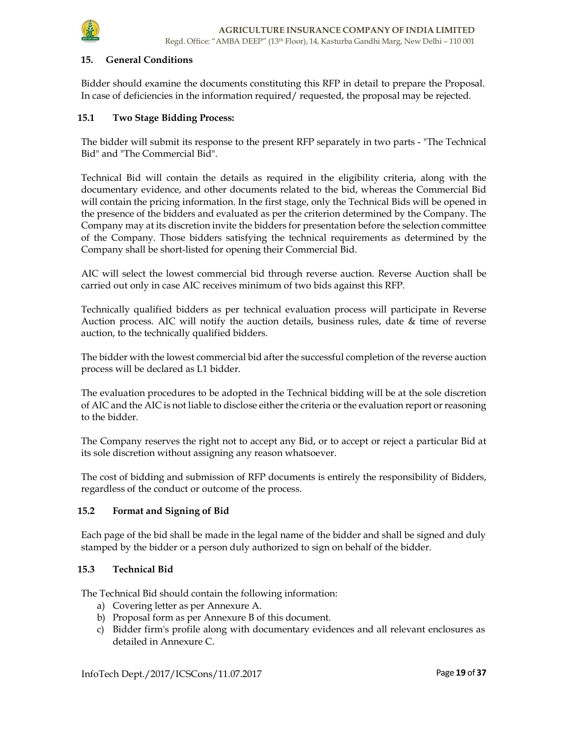## 15. General Conditions

Bidder should examine the documents constituting this RFP in detail to prepare the Proposal. In case of deficiencies in the information required/ requested, the proposal may be rejected.

### 15.1 Two Stage Bidding Process:

The bidder will submit its response to the present RFP separately in two parts - "The Technical Bid" and "The Commercial Bid".

Technical Bid will contain the details as required in the eligibility criteria, along with the documentary evidence, and other documents related to the bid, whereas the Commercial Bid will contain the pricing information. In the first stage, only the Technical Bids will be opened in the presence of the bidders and evaluated as per the criterion determined by the Company. The Company may at its discretion invite the bidders for presentation before the selection committee of the Company. Those bidders satisfying the technical requirements as determined by the Company shall be short-listed for opening their Commercial Bid.

AIC will select the lowest commercial bid through reverse auction. Reverse Auction shall be carried out only in case AIC receives minimum of two bids against this RFP.

Technically qualified bidders as per technical evaluation process will participate in Reverse Auction process. AIC will notify the auction details, business rules, date & time of reverse auction, to the technically qualified bidders.

The bidder with the lowest commercial bid after the successful completion of the reverse auction process will be declared as L1 bidder.

The evaluation procedures to be adopted in the Technical bidding will be at the sole discretion of AIC and the AIC is not liable to disclose either the criteria or the evaluation report or reasoning to the bidder.

The Company reserves the right not to accept any Bid, or to accept or reject a particular Bid at its sole discretion without assigning any reason whatsoever.

The cost of bidding and submission of RFP documents is entirely the responsibility of Bidders, regardless of the conduct or outcome of the process.

### 15.2 Format and Signing of Bid

Each page of the bid shall be made in the legal name of the bidder and shall be signed and duly stamped by the bidder or a person duly authorized to sign on behalf of the bidder.

### 15.3 Technical Bid

The Technical Bid should contain the following information:

a) Covering letter as per Annexure A.
b) Proposal form as per Annexure B of this document.
c) Bidder firm's profile along with documentary evidences and all relevant enclosures as detailed in Annexure C.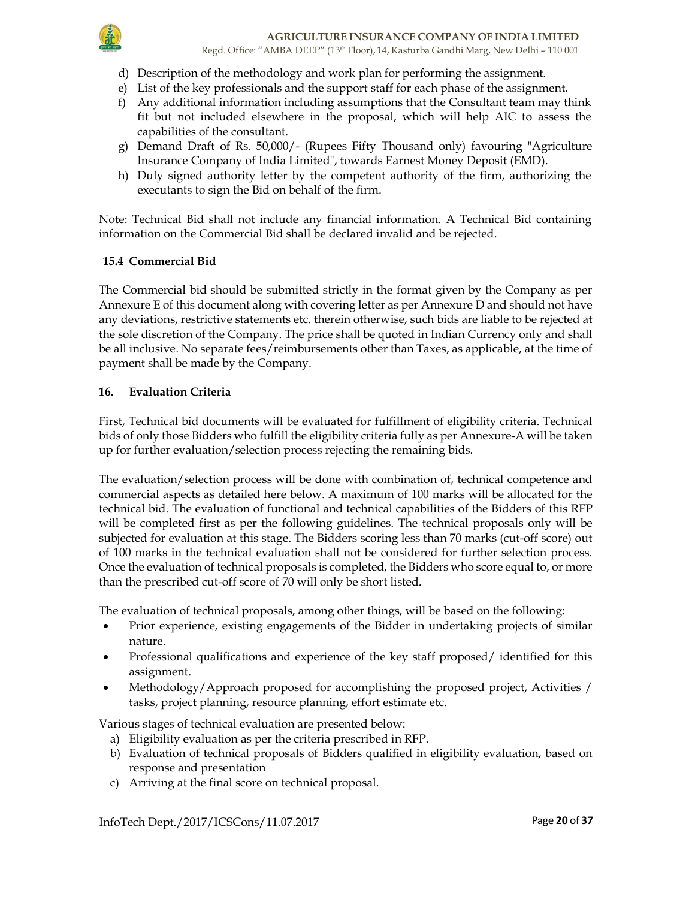d) Description of the methodology and work plan for performing the assignment.
e) List of the key professionals and the support staff for each phase of the assignment.
f) Any additional information including assumptions that the Consultant team may think fit but not included elsewhere in the proposal, which will help AIC to assess the capabilities of the consultant.
g) Demand Draft of Rs. 50,000/- (Rupees Fifty Thousand only) favouring "Agriculture Insurance Company of India Limited", towards Earnest Money Deposit (EMD).
h) Duly signed authority letter by the competent authority of the firm, authorizing the executants to sign the Bid on behalf of the firm.

Note: Technical Bid shall not include any financial information. A Technical Bid containing information on the Commercial Bid shall be declared invalid and be rejected.

### 15.4 Commercial Bid

The Commercial bid should be submitted strictly in the format given by the Company as per Annexure E of this document along with covering letter as per Annexure D and should not have any deviations, restrictive statements etc. therein otherwise, such bids are liable to be rejected at the sole discretion of the Company. The price shall be quoted in Indian Currency only and shall be all inclusive. No separate fees/reimbursements other than Taxes, as applicable, at the time of payment shall be made by the Company.

## 16. Evaluation Criteria

First, Technical bid documents will be evaluated for fulfillment of eligibility criteria. Technical bids of only those Bidders who fulfill the eligibility criteria fully as per Annexure-A will be taken up for further evaluation/selection process rejecting the remaining bids.

The evaluation/selection process will be done with combination of, technical competence and commercial aspects as detailed here below. A maximum of 100 marks will be allocated for the technical bid. The evaluation of functional and technical capabilities of the Bidders of this RFP will be completed first as per the following guidelines. The technical proposals only will be subjected for evaluation at this stage. The Bidders scoring less than 70 marks (cut-off score) out of 100 marks in the technical evaluation shall not be considered for further selection process. Once the evaluation of technical proposals is completed, the Bidders who score equal to, or more than the prescribed cut-off score of 70 will only be short listed.

The evaluation of technical proposals, among other things, will be based on the following:

- Prior experience, existing engagements of the Bidder in undertaking projects of similar nature.
- Professional qualifications and experience of the key staff proposed/ identified for this assignment.
- Methodology/Approach proposed for accomplishing the proposed project, Activities / tasks, project planning, resource planning, effort estimate etc.

Various stages of technical evaluation are presented below:

a) Eligibility evaluation as per the criteria prescribed in RFP.
b) Evaluation of technical proposals of Bidders qualified in eligibility evaluation, based on response and presentation
c) Arriving at the final score on technical proposal.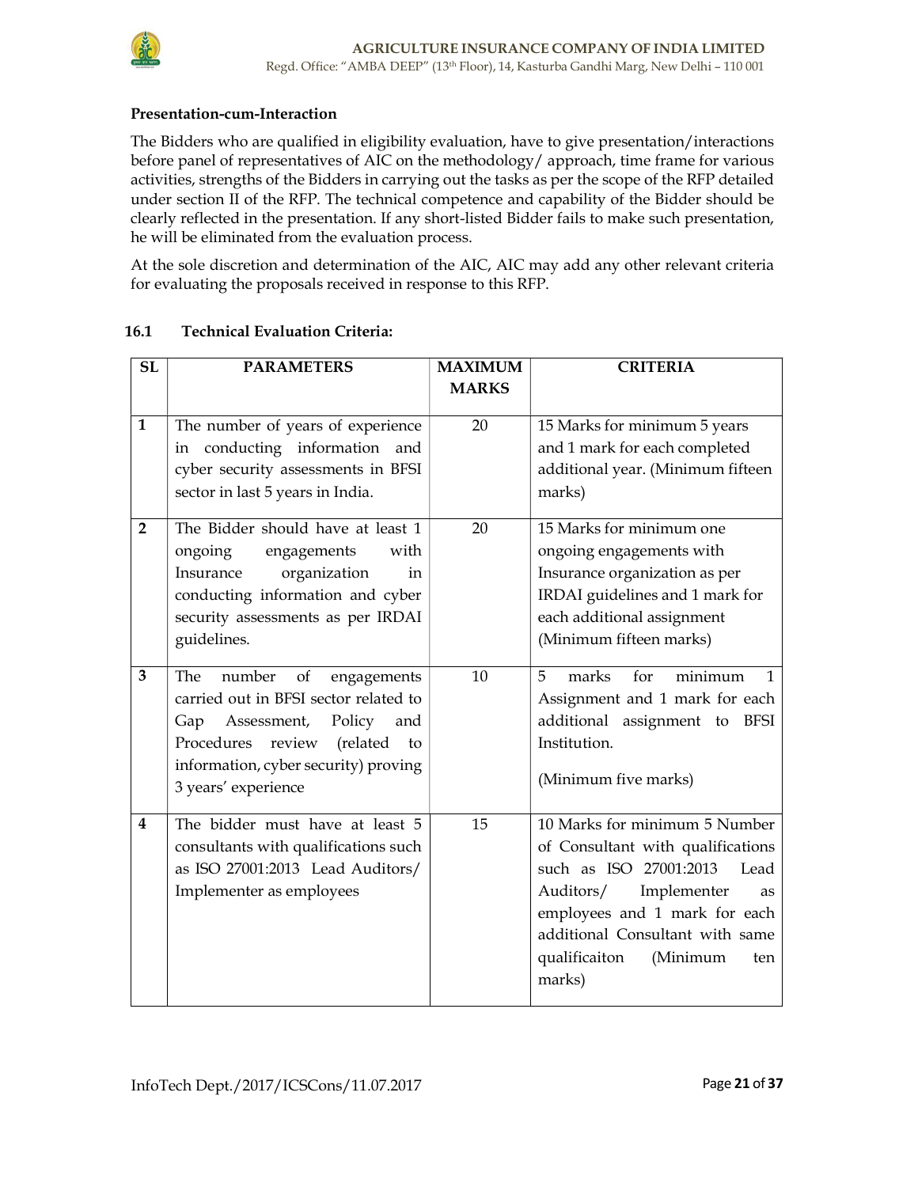**Presentation-cum-Interaction**

The Bidders who are qualified in eligibility evaluation, have to give presentation/interactions before panel of representatives of AIC on the methodology/ approach, time frame for various activities, strengths of the Bidders in carrying out the tasks as per the scope of the RFP detailed under section II of the RFP. The technical competence and capability of the Bidder should be clearly reflected in the presentation. If any short-listed Bidder fails to make such presentation, he will be eliminated from the evaluation process.

At the sole discretion and determination of the AIC, AIC may add any other relevant criteria for evaluating the proposals received in response to this RFP.

### 16.1 Technical Evaluation Criteria:

| SL | PARAMETERS | MAXIMUM MARKS | CRITERIA |
|---|---|---|---|
| 1 | The number of years of experience in conducting information and cyber security assessments in BFSI sector in last 5 years in India. | 20 | 15 Marks for minimum 5 years and 1 mark for each completed additional year. (Minimum fifteen marks) |
| 2 | The Bidder should have at least 1 ongoing engagements with Insurance organization in conducting information and cyber security assessments as per IRDAI guidelines. | 20 | 15 Marks for minimum one ongoing engagements with Insurance organization as per IRDAI guidelines and 1 mark for each additional assignment (Minimum fifteen marks) |
| 3 | The number of engagements carried out in BFSI sector related to Gap Assessment, Policy and Procedures review (related to information, cyber security) proving 3 years' experience | 10 | 5 marks for minimum 1 Assignment and 1 mark for each additional assignment to BFSI Institution.<br><br>(Minimum five marks) |
| 4 | The bidder must have at least 5 consultants with qualifications such as ISO 27001:2013 Lead Auditors/ Implementer as employees | 15 | 10 Marks for minimum 5 Number of Consultant with qualifications such as ISO 27001:2013 Lead Auditors/ Implementer as employees and 1 mark for each additional Consultant with same qualificaiton (Minimum ten marks) |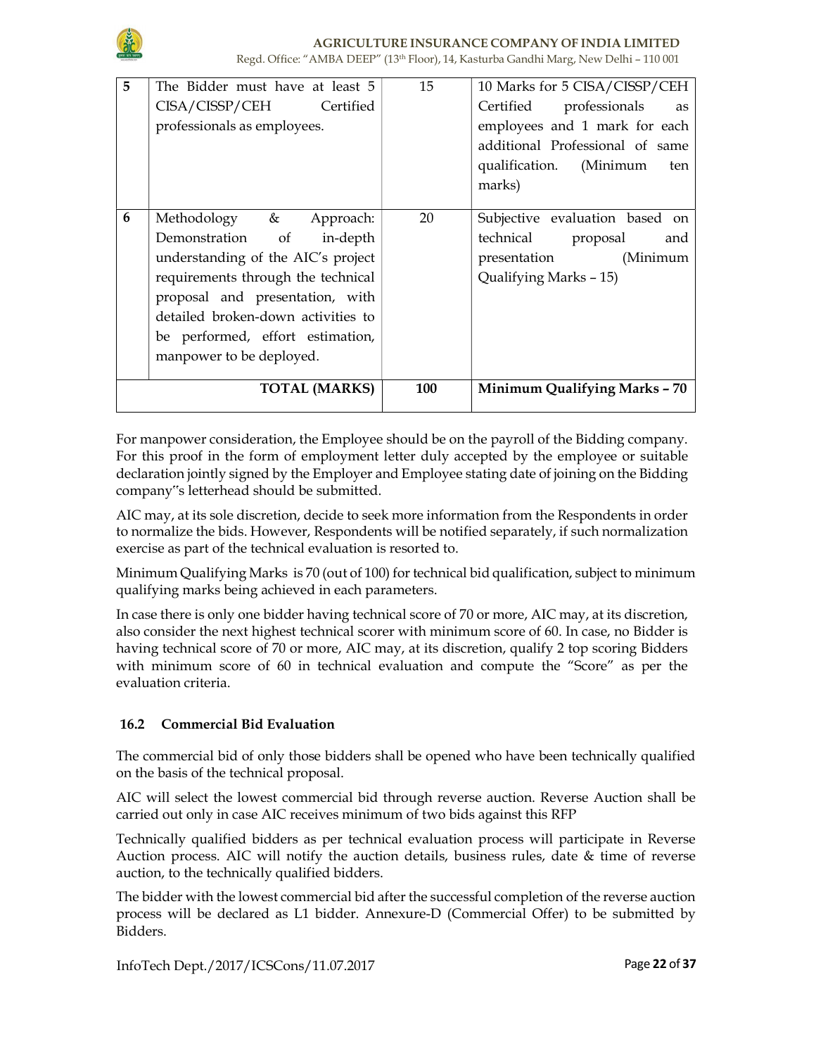| 5 | The Bidder must have at least 5 CISA/CISSP/CEH Certified professionals as employees. | 15 | 10 Marks for 5 CISA/CISSP/CEH Certified professionals as employees and 1 mark for each additional Professional of same qualification. (Minimum ten marks) |
|---|---|---|---|
| 6 | Methodology & Approach: Demonstration of in-depth understanding of the AIC's project requirements through the technical proposal and presentation, with detailed broken-down activities to be performed, effort estimation, manpower to be deployed. | 20 | Subjective evaluation based on technical proposal and presentation (Minimum Qualifying Marks – 15) |
| | **TOTAL (MARKS)** | **100** | **Minimum Qualifying Marks – 70** |

For manpower consideration, the Employee should be on the payroll of the Bidding company. For this proof in the form of employment letter duly accepted by the employee or suitable declaration jointly signed by the Employer and Employee stating date of joining on the Bidding company"s letterhead should be submitted.

AIC may, at its sole discretion, decide to seek more information from the Respondents in order to normalize the bids. However, Respondents will be notified separately, if such normalization exercise as part of the technical evaluation is resorted to.

Minimum Qualifying Marks is 70 (out of 100) for technical bid qualification, subject to minimum qualifying marks being achieved in each parameters.

In case there is only one bidder having technical score of 70 or more, AIC may, at its discretion, also consider the next highest technical scorer with minimum score of 60. In case, no Bidder is having technical score of 70 or more, AIC may, at its discretion, qualify 2 top scoring Bidders with minimum score of 60 in technical evaluation and compute the "Score" as per the evaluation criteria.

### 16.2 Commercial Bid Evaluation

The commercial bid of only those bidders shall be opened who have been technically qualified on the basis of the technical proposal.

AIC will select the lowest commercial bid through reverse auction. Reverse Auction shall be carried out only in case AIC receives minimum of two bids against this RFP

Technically qualified bidders as per technical evaluation process will participate in Reverse Auction process. AIC will notify the auction details, business rules, date & time of reverse auction, to the technically qualified bidders.

The bidder with the lowest commercial bid after the successful completion of the reverse auction process will be declared as L1 bidder. Annexure-D (Commercial Offer) to be submitted by Bidders.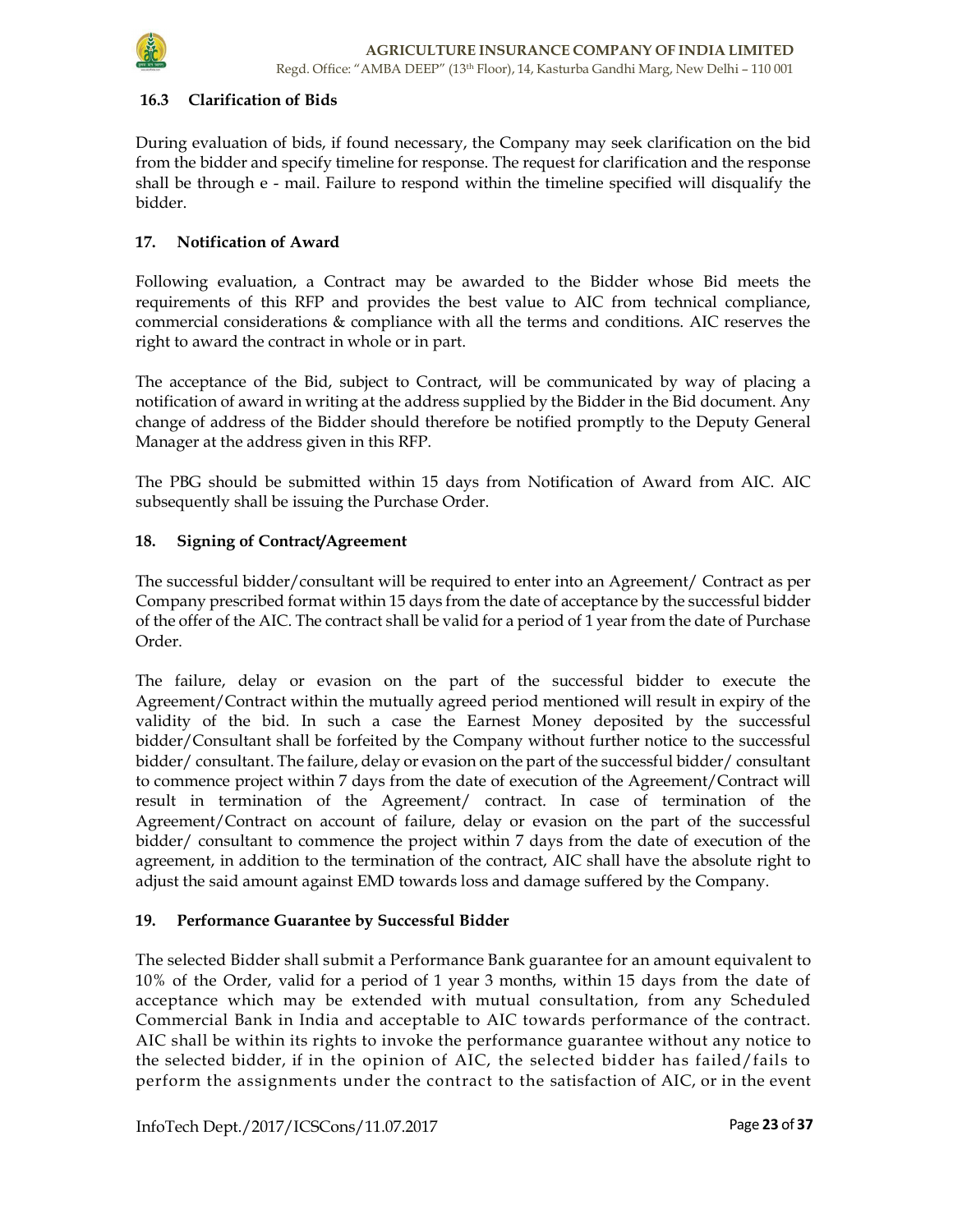### 16.3 Clarification of Bids

During evaluation of bids, if found necessary, the Company may seek clarification on the bid from the bidder and specify timeline for response. The request for clarification and the response shall be through e - mail. Failure to respond within the timeline specified will disqualify the bidder.

## 17. Notification of Award

Following evaluation, a Contract may be awarded to the Bidder whose Bid meets the requirements of this RFP and provides the best value to AIC from technical compliance, commercial considerations & compliance with all the terms and conditions. AIC reserves the right to award the contract in whole or in part.

The acceptance of the Bid, subject to Contract, will be communicated by way of placing a notification of award in writing at the address supplied by the Bidder in the Bid document. Any change of address of the Bidder should therefore be notified promptly to the Deputy General Manager at the address given in this RFP.

The PBG should be submitted within 15 days from Notification of Award from AIC. AIC subsequently shall be issuing the Purchase Order.

## 18. Signing of Contract/Agreement

The successful bidder/consultant will be required to enter into an Agreement/ Contract as per Company prescribed format within 15 days from the date of acceptance by the successful bidder of the offer of the AIC. The contract shall be valid for a period of 1 year from the date of Purchase Order.

The failure, delay or evasion on the part of the successful bidder to execute the Agreement/Contract within the mutually agreed period mentioned will result in expiry of the validity of the bid. In such a case the Earnest Money deposited by the successful bidder/Consultant shall be forfeited by the Company without further notice to the successful bidder/ consultant. The failure, delay or evasion on the part of the successful bidder/ consultant to commence project within 7 days from the date of execution of the Agreement/Contract will result in termination of the Agreement/ contract. In case of termination of the Agreement/Contract on account of failure, delay or evasion on the part of the successful bidder/ consultant to commence the project within 7 days from the date of execution of the agreement, in addition to the termination of the contract, AIC shall have the absolute right to adjust the said amount against EMD towards loss and damage suffered by the Company.

## 19. Performance Guarantee by Successful Bidder

The selected Bidder shall submit a Performance Bank guarantee for an amount equivalent to 10% of the Order, valid for a period of 1 year 3 months, within 15 days from the date of acceptance which may be extended with mutual consultation, from any Scheduled Commercial Bank in India and acceptable to AIC towards performance of the contract. AIC shall be within its rights to invoke the performance guarantee without any notice to the selected bidder, if in the opinion of AIC, the selected bidder has failed/fails to perform the assignments under the contract to the satisfaction of AIC, or in the event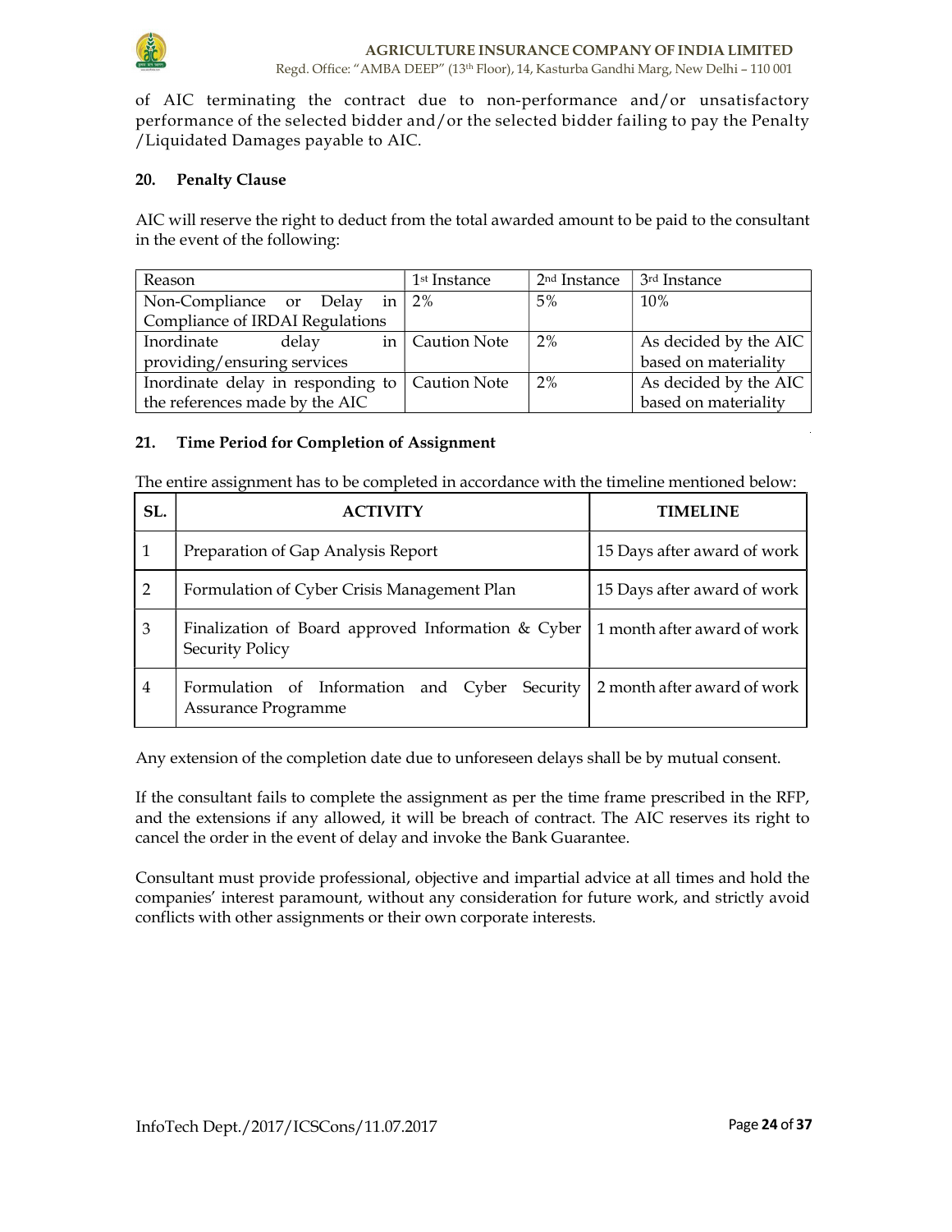of AIC terminating the contract due to non-performance and/or unsatisfactory performance of the selected bidder and/or the selected bidder failing to pay the Penalty /Liquidated Damages payable to AIC.

## 20. Penalty Clause

AIC will reserve the right to deduct from the total awarded amount to be paid to the consultant in the event of the following:

| Reason | 1st Instance | 2nd Instance | 3rd Instance |
|---|---|---|---|
| Non-Compliance or Delay in Compliance of IRDAI Regulations | 2% | 5% | 10% |
| Inordinate delay in providing/ensuring services | Caution Note | 2% | As decided by the AIC based on materiality |
| Inordinate delay in responding to the references made by the AIC | Caution Note | 2% | As decided by the AIC based on materiality |

## 21. Time Period for Completion of Assignment

The entire assignment has to be completed in accordance with the timeline mentioned below:

| SL. | ACTIVITY | TIMELINE |
|---|---|---|
| 1 | Preparation of Gap Analysis Report | 15 Days after award of work |
| 2 | Formulation of Cyber Crisis Management Plan | 15 Days after award of work |
| 3 | Finalization of Board approved Information & Cyber Security Policy | 1 month after award of work |
| 4 | Formulation of Information and Cyber Security Assurance Programme | 2 month after award of work |

Any extension of the completion date due to unforeseen delays shall be by mutual consent.

If the consultant fails to complete the assignment as per the time frame prescribed in the RFP, and the extensions if any allowed, it will be breach of contract. The AIC reserves its right to cancel the order in the event of delay and invoke the Bank Guarantee.

Consultant must provide professional, objective and impartial advice at all times and hold the companies' interest paramount, without any consideration for future work, and strictly avoid conflicts with other assignments or their own corporate interests.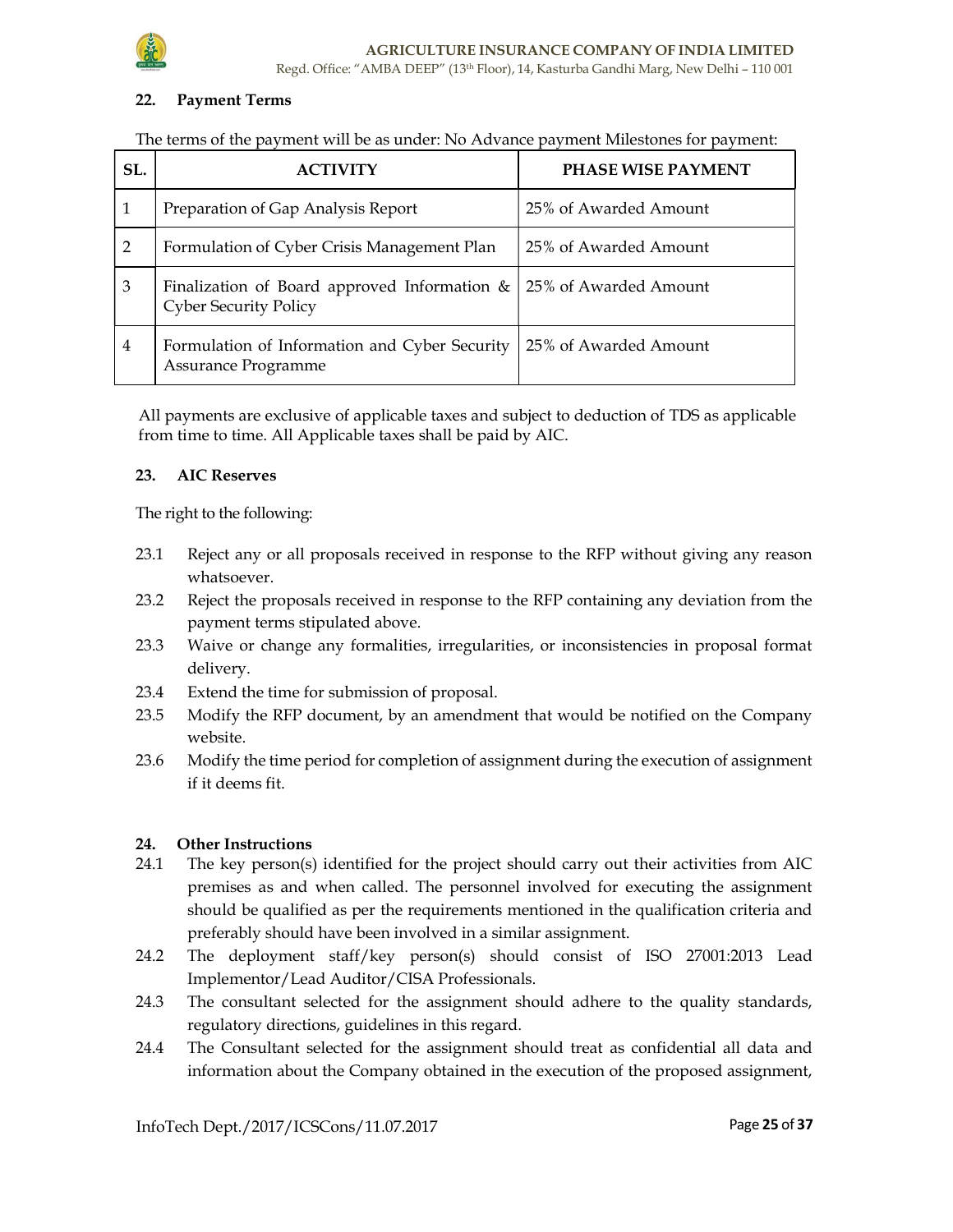## 22. Payment Terms

The terms of the payment will be as under: No Advance payment Milestones for payment:

| SL. | ACTIVITY | PHASE WISE PAYMENT |
|---|---|---|
| 1 | Preparation of Gap Analysis Report | 25% of Awarded Amount |
| 2 | Formulation of Cyber Crisis Management Plan | 25% of Awarded Amount |
| 3 | Finalization of Board approved Information & Cyber Security Policy | 25% of Awarded Amount |
| 4 | Formulation of Information and Cyber Security Assurance Programme | 25% of Awarded Amount |

All payments are exclusive of applicable taxes and subject to deduction of TDS as applicable from time to time. All Applicable taxes shall be paid by AIC.

## 23. AIC Reserves

The right to the following:

23.1 Reject any or all proposals received in response to the RFP without giving any reason whatsoever.

23.2 Reject the proposals received in response to the RFP containing any deviation from the payment terms stipulated above.

23.3 Waive or change any formalities, irregularities, or inconsistencies in proposal format delivery.

23.4 Extend the time for submission of proposal.

23.5 Modify the RFP document, by an amendment that would be notified on the Company website.

23.6 Modify the time period for completion of assignment during the execution of assignment if it deems fit.

## 24. Other Instructions

24.1 The key person(s) identified for the project should carry out their activities from AIC premises as and when called. The personnel involved for executing the assignment should be qualified as per the requirements mentioned in the qualification criteria and preferably should have been involved in a similar assignment.

24.2 The deployment staff/key person(s) should consist of ISO 27001:2013 Lead Implementor/Lead Auditor/CISA Professionals.

24.3 The consultant selected for the assignment should adhere to the quality standards, regulatory directions, guidelines in this regard.

24.4 The Consultant selected for the assignment should treat as confidential all data and information about the Company obtained in the execution of the proposed assignment,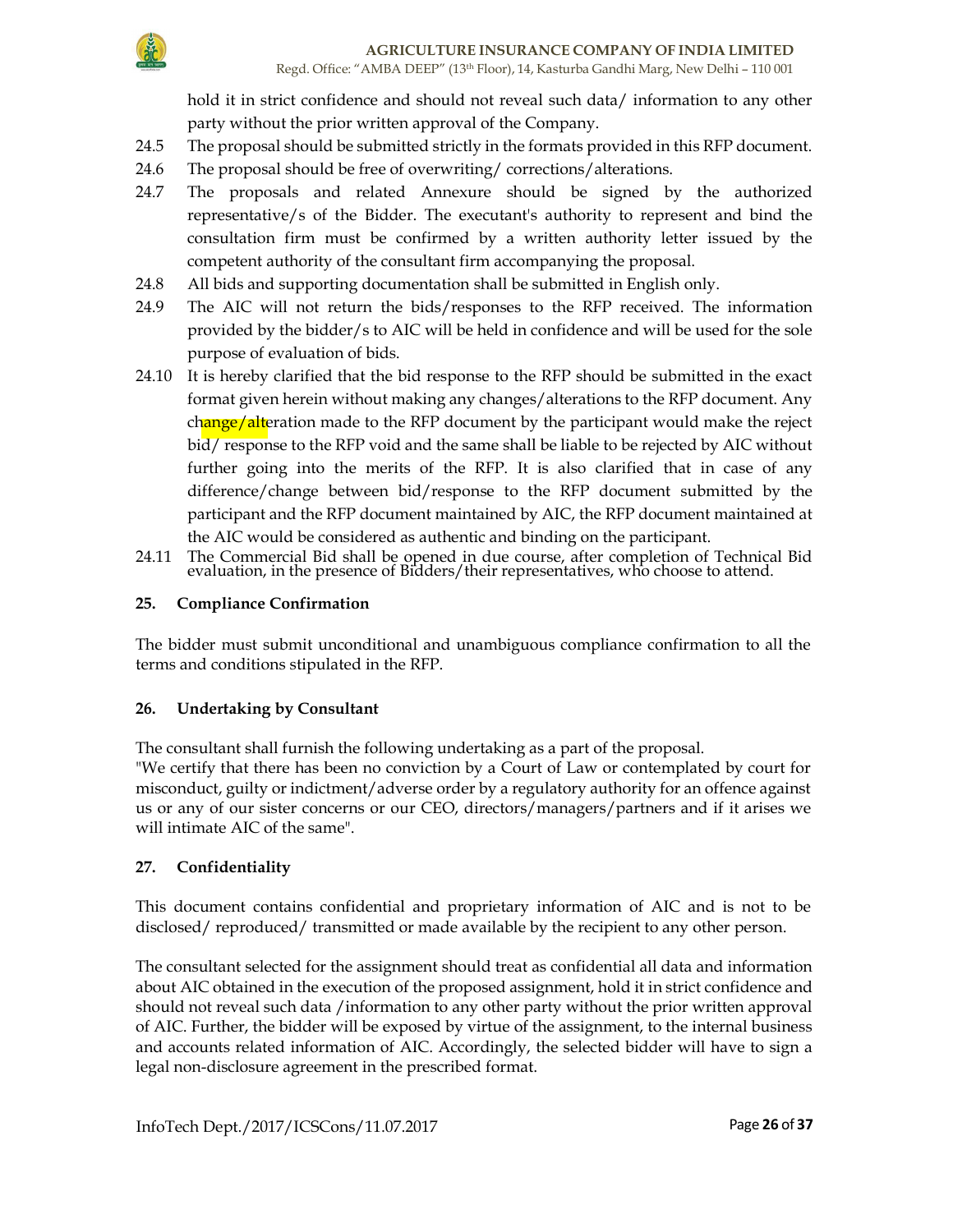hold it in strict confidence and should not reveal such data/ information to any other party without the prior written approval of the Company.

24.5 The proposal should be submitted strictly in the formats provided in this RFP document.

24.6 The proposal should be free of overwriting/ corrections/alterations.

24.7 The proposals and related Annexure should be signed by the authorized representative/s of the Bidder. The executant's authority to represent and bind the consultation firm must be confirmed by a written authority letter issued by the competent authority of the consultant firm accompanying the proposal.

24.8 All bids and supporting documentation shall be submitted in English only.

24.9 The AIC will not return the bids/responses to the RFP received. The information provided by the bidder/s to AIC will be held in confidence and will be used for the sole purpose of evaluation of bids.

24.10 It is hereby clarified that the bid response to the RFP should be submitted in the exact format given herein without making any changes/alterations to the RFP document. Any change/alteration made to the RFP document by the participant would make the reject bid/ response to the RFP void and the same shall be liable to be rejected by AIC without further going into the merits of the RFP. It is also clarified that in case of any difference/change between bid/response to the RFP document submitted by the participant and the RFP document maintained by AIC, the RFP document maintained at the AIC would be considered as authentic and binding on the participant.

24.11 The Commercial Bid shall be opened in due course, after completion of Technical Bid evaluation, in the presence of Bidders/their representatives, who choose to attend.

## 25. Compliance Confirmation

The bidder must submit unconditional and unambiguous compliance confirmation to all the terms and conditions stipulated in the RFP.

## 26. Undertaking by Consultant

The consultant shall furnish the following undertaking as a part of the proposal.
"We certify that there has been no conviction by a Court of Law or contemplated by court for misconduct, guilty or indictment/adverse order by a regulatory authority for an offence against us or any of our sister concerns or our CEO, directors/managers/partners and if it arises we will intimate AIC of the same".

## 27. Confidentiality

This document contains confidential and proprietary information of AIC and is not to be disclosed/ reproduced/ transmitted or made available by the recipient to any other person.

The consultant selected for the assignment should treat as confidential all data and information about AIC obtained in the execution of the proposed assignment, hold it in strict confidence and should not reveal such data /information to any other party without the prior written approval of AIC. Further, the bidder will be exposed by virtue of the assignment, to the internal business and accounts related information of AIC. Accordingly, the selected bidder will have to sign a legal non-disclosure agreement in the prescribed format.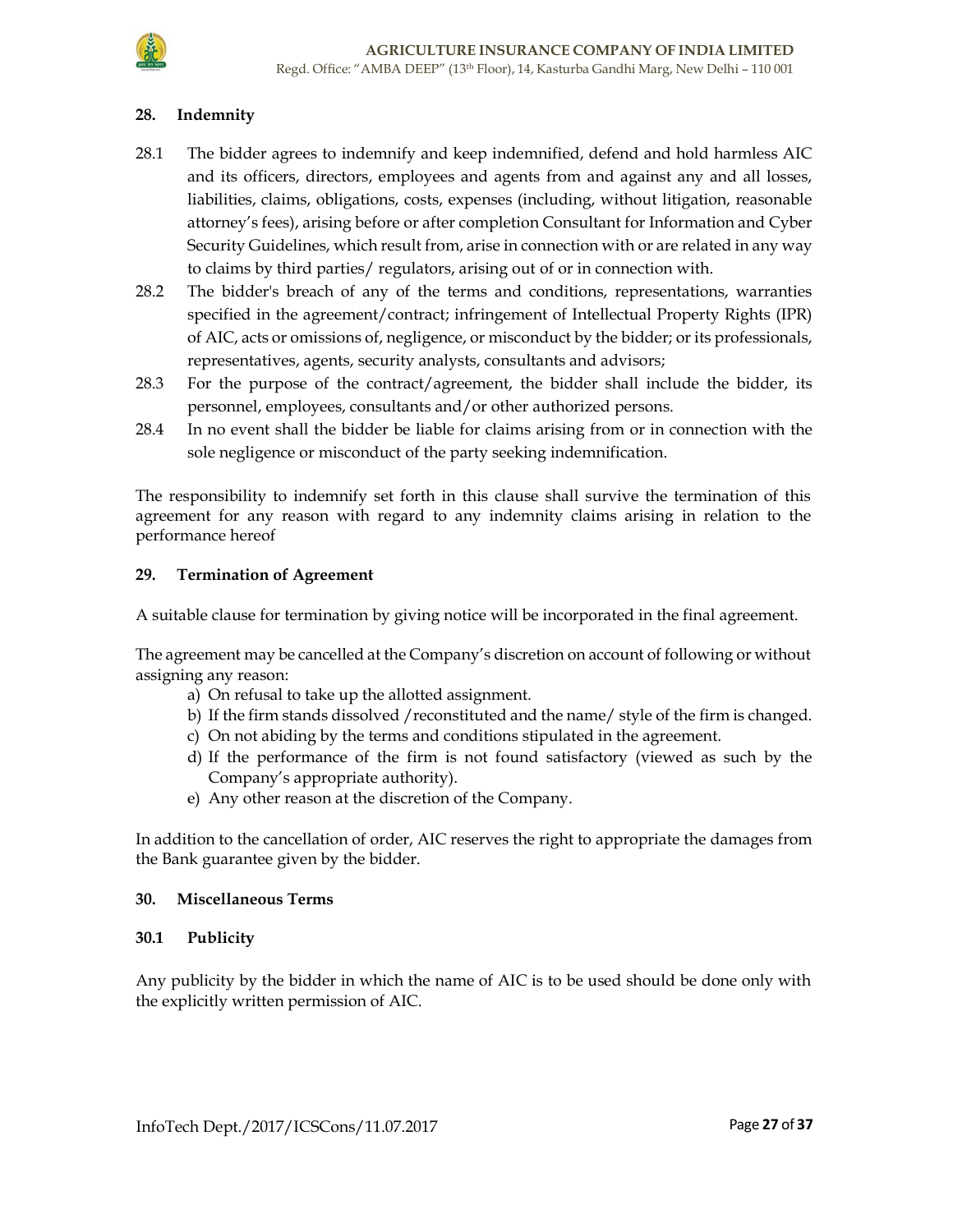## 28. Indemnity

28.1 The bidder agrees to indemnify and keep indemnified, defend and hold harmless AIC and its officers, directors, employees and agents from and against any and all losses, liabilities, claims, obligations, costs, expenses (including, without litigation, reasonable attorney's fees), arising before or after completion Consultant for Information and Cyber Security Guidelines, which result from, arise in connection with or are related in any way to claims by third parties/ regulators, arising out of or in connection with.

28.2 The bidder's breach of any of the terms and conditions, representations, warranties specified in the agreement/contract; infringement of Intellectual Property Rights (IPR) of AIC, acts or omissions of, negligence, or misconduct by the bidder; or its professionals, representatives, agents, security analysts, consultants and advisors;

28.3 For the purpose of the contract/agreement, the bidder shall include the bidder, its personnel, employees, consultants and/or other authorized persons.

28.4 In no event shall the bidder be liable for claims arising from or in connection with the sole negligence or misconduct of the party seeking indemnification.

The responsibility to indemnify set forth in this clause shall survive the termination of this agreement for any reason with regard to any indemnity claims arising in relation to the performance hereof

## 29. Termination of Agreement

A suitable clause for termination by giving notice will be incorporated in the final agreement.

The agreement may be cancelled at the Company's discretion on account of following or without assigning any reason:

a) On refusal to take up the allotted assignment.
b) If the firm stands dissolved /reconstituted and the name/ style of the firm is changed.
c) On not abiding by the terms and conditions stipulated in the agreement.
d) If the performance of the firm is not found satisfactory (viewed as such by the Company's appropriate authority).
e) Any other reason at the discretion of the Company.

In addition to the cancellation of order, AIC reserves the right to appropriate the damages from the Bank guarantee given by the bidder.

## 30. Miscellaneous Terms

### 30.1 Publicity

Any publicity by the bidder in which the name of AIC is to be used should be done only with the explicitly written permission of AIC.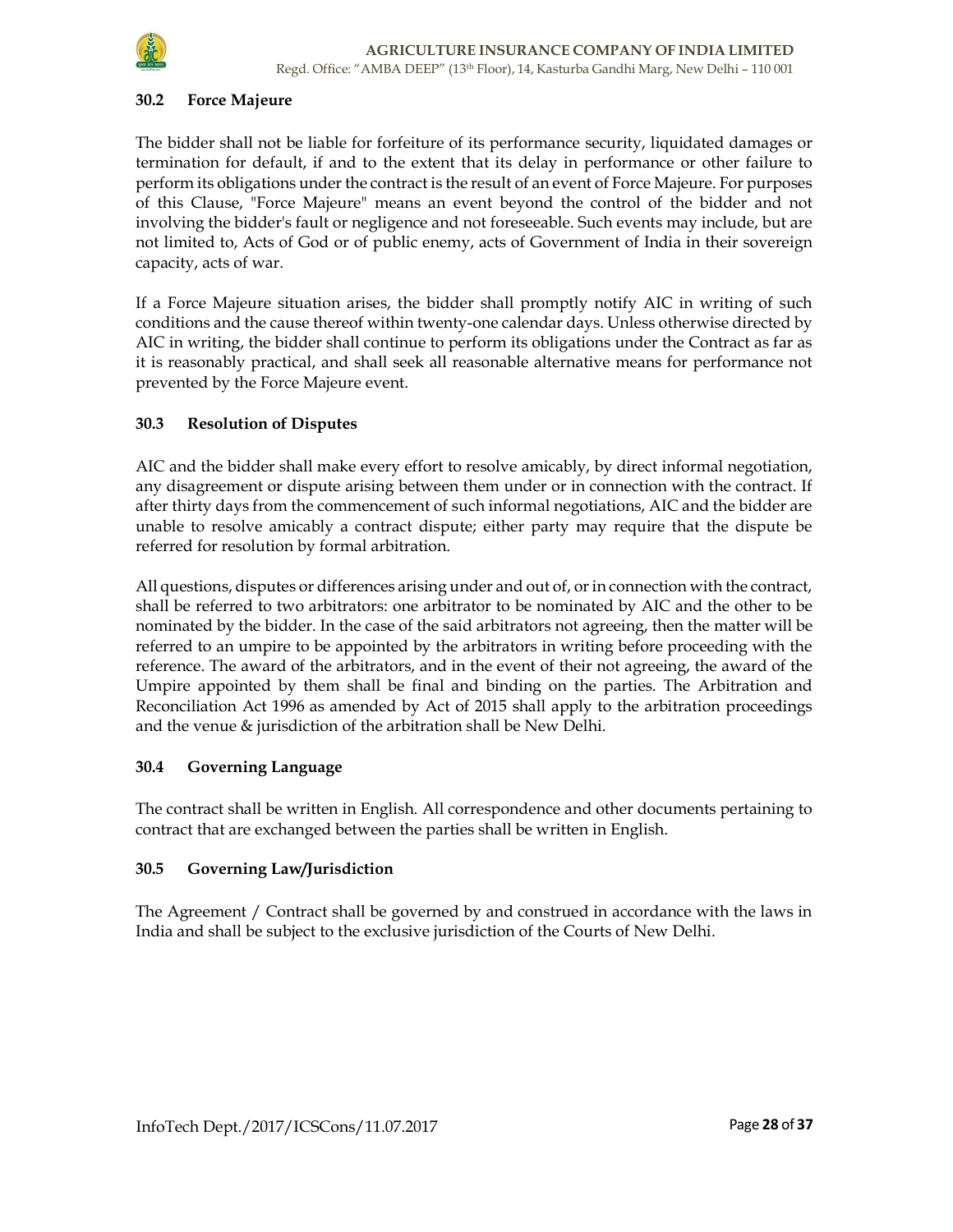### 30.2 Force Majeure

The bidder shall not be liable for forfeiture of its performance security, liquidated damages or termination for default, if and to the extent that its delay in performance or other failure to perform its obligations under the contract is the result of an event of Force Majeure. For purposes of this Clause, "Force Majeure" means an event beyond the control of the bidder and not involving the bidder's fault or negligence and not foreseeable. Such events may include, but are not limited to, Acts of God or of public enemy, acts of Government of India in their sovereign capacity, acts of war.

If a Force Majeure situation arises, the bidder shall promptly notify AIC in writing of such conditions and the cause thereof within twenty-one calendar days. Unless otherwise directed by AIC in writing, the bidder shall continue to perform its obligations under the Contract as far as it is reasonably practical, and shall seek all reasonable alternative means for performance not prevented by the Force Majeure event.

### 30.3 Resolution of Disputes

AIC and the bidder shall make every effort to resolve amicably, by direct informal negotiation, any disagreement or dispute arising between them under or in connection with the contract. If after thirty days from the commencement of such informal negotiations, AIC and the bidder are unable to resolve amicably a contract dispute; either party may require that the dispute be referred for resolution by formal arbitration.

All questions, disputes or differences arising under and out of, or in connection with the contract, shall be referred to two arbitrators: one arbitrator to be nominated by AIC and the other to be nominated by the bidder. In the case of the said arbitrators not agreeing, then the matter will be referred to an umpire to be appointed by the arbitrators in writing before proceeding with the reference. The award of the arbitrators, and in the event of their not agreeing, the award of the Umpire appointed by them shall be final and binding on the parties. The Arbitration and Reconciliation Act 1996 as amended by Act of 2015 shall apply to the arbitration proceedings and the venue & jurisdiction of the arbitration shall be New Delhi.

### 30.4 Governing Language

The contract shall be written in English. All correspondence and other documents pertaining to contract that are exchanged between the parties shall be written in English.

### 30.5 Governing Law/Jurisdiction

The Agreement / Contract shall be governed by and construed in accordance with the laws in India and shall be subject to the exclusive jurisdiction of the Courts of New Delhi.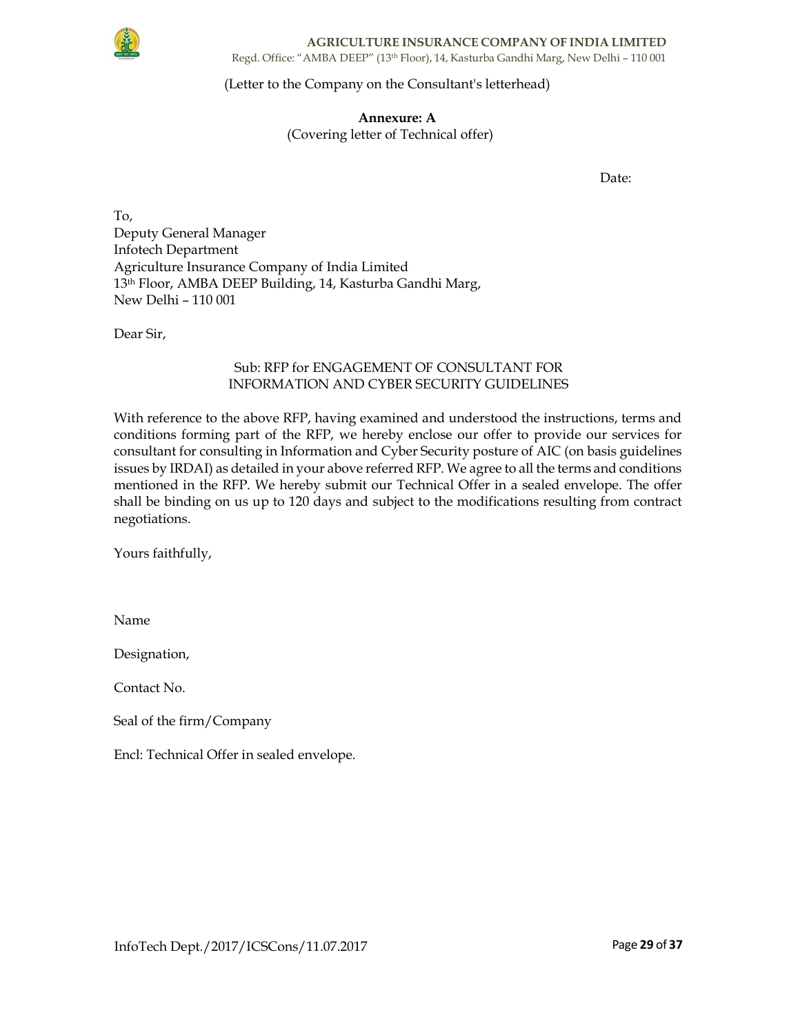(Letter to the Company on the Consultant's letterhead)

**Annexure: A**

(Covering letter of Technical offer)

Date:

To,
Deputy General Manager
Infotech Department
Agriculture Insurance Company of India Limited
13th Floor, AMBA DEEP Building, 14, Kasturba Gandhi Marg,
New Delhi – 110 001

Dear Sir,

Sub: RFP for ENGAGEMENT OF CONSULTANT FOR INFORMATION AND CYBER SECURITY GUIDELINES

With reference to the above RFP, having examined and understood the instructions, terms and conditions forming part of the RFP, we hereby enclose our offer to provide our services for consultant for consulting in Information and Cyber Security posture of AIC (on basis guidelines issues by IRDAI) as detailed in your above referred RFP. We agree to all the terms and conditions mentioned in the RFP. We hereby submit our Technical Offer in a sealed envelope. The offer shall be binding on us up to 120 days and subject to the modifications resulting from contract negotiations.

Yours faithfully,

Name

Designation,

Contact No.

Seal of the firm/Company

Encl: Technical Offer in sealed envelope.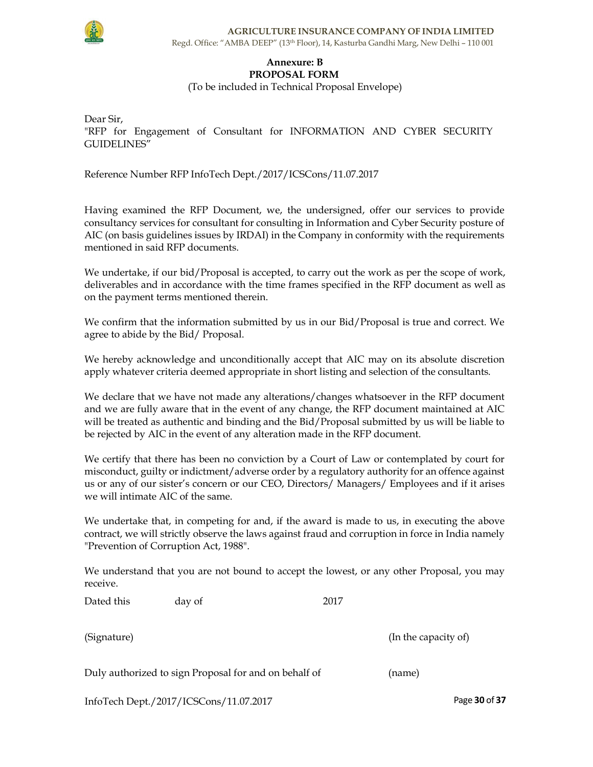**Annexure: B**

**PROPOSAL FORM**

(To be included in Technical Proposal Envelope)

Dear Sir,

"RFP for Engagement of Consultant for INFORMATION AND CYBER SECURITY GUIDELINES"

Reference Number RFP InfoTech Dept./2017/ICSCons/11.07.2017

Having examined the RFP Document, we, the undersigned, offer our services to provide consultancy services for consultant for consulting in Information and Cyber Security posture of AIC (on basis guidelines issues by IRDAI) in the Company in conformity with the requirements mentioned in said RFP documents.

We undertake, if our bid/Proposal is accepted, to carry out the work as per the scope of work, deliverables and in accordance with the time frames specified in the RFP document as well as on the payment terms mentioned therein.

We confirm that the information submitted by us in our Bid/Proposal is true and correct. We agree to abide by the Bid/ Proposal.

We hereby acknowledge and unconditionally accept that AIC may on its absolute discretion apply whatever criteria deemed appropriate in short listing and selection of the consultants.

We declare that we have not made any alterations/changes whatsoever in the RFP document and we are fully aware that in the event of any change, the RFP document maintained at AIC will be treated as authentic and binding and the Bid/Proposal submitted by us will be liable to be rejected by AIC in the event of any alteration made in the RFP document.

We certify that there has been no conviction by a Court of Law or contemplated by court for misconduct, guilty or indictment/adverse order by a regulatory authority for an offence against us or any of our sister's concern or our CEO, Directors/ Managers/ Employees and if it arises we will intimate AIC of the same.

We undertake that, in competing for and, if the award is made to us, in executing the above contract, we will strictly observe the laws against fraud and corruption in force in India namely "Prevention of Corruption Act, 1988".

We understand that you are not bound to accept the lowest, or any other Proposal, you may receive.

Dated this &nbsp;&nbsp;&nbsp;&nbsp;&nbsp;&nbsp; day of &nbsp;&nbsp;&nbsp;&nbsp;&nbsp;&nbsp;&nbsp;&nbsp;&nbsp;&nbsp;&nbsp;&nbsp; 2017

(Signature) &nbsp;&nbsp;&nbsp;&nbsp;&nbsp;&nbsp;&nbsp;&nbsp;&nbsp;&nbsp;&nbsp;&nbsp;&nbsp;&nbsp;&nbsp;&nbsp;&nbsp;&nbsp;&nbsp;&nbsp;&nbsp;&nbsp;&nbsp;&nbsp;&nbsp;&nbsp;&nbsp;&nbsp;&nbsp;&nbsp; (In the capacity of)

Duly authorized to sign Proposal for and on behalf of &nbsp;&nbsp;&nbsp;&nbsp;&nbsp;&nbsp;&nbsp;&nbsp;&nbsp;&nbsp; (name)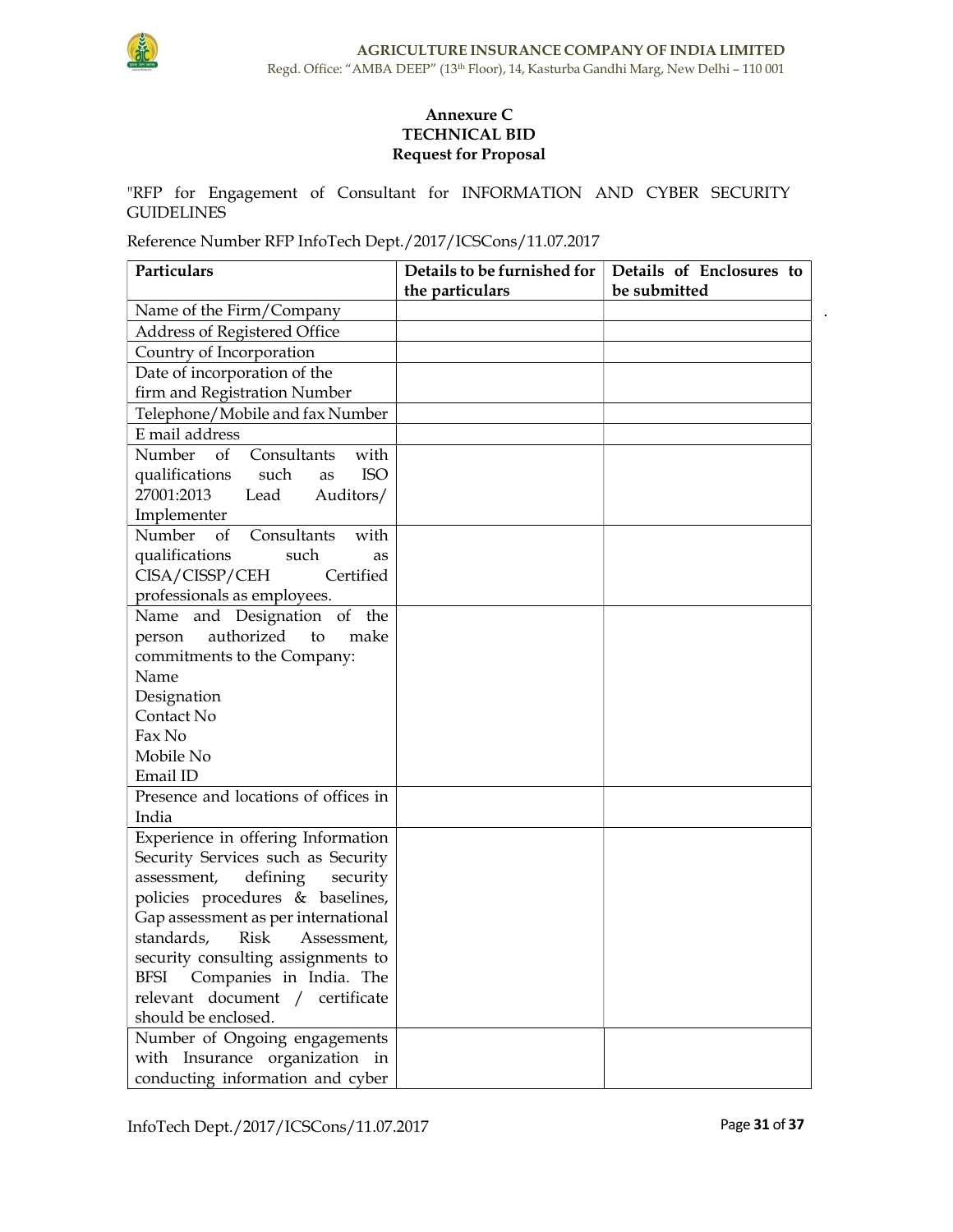**Annexure C**
**TECHNICAL BID**
**Request for Proposal**

"RFP for Engagement of Consultant for INFORMATION AND CYBER SECURITY GUIDELINES

Reference Number RFP InfoTech Dept./2017/ICSCons/11.07.2017

| Particulars | Details to be furnished for the particulars | Details of Enclosures to be submitted |
|---|---|---|
| Name of the Firm/Company | | |
| Address of Registered Office | | |
| Country of Incorporation | | |
| Date of incorporation of the firm and Registration Number | | |
| Telephone/Mobile and fax Number | | |
| E mail address | | |
| Number of Consultants with qualifications such as ISO 27001:2013 Lead Auditors/ Implementer | | |
| Number of Consultants with qualifications such as CISA/CISSP/CEH Certified professionals as employees. | | |
| Name and Designation of the person authorized to make commitments to the Company:<br>Name<br>Designation<br>Contact No<br>Fax No<br>Mobile No<br>Email ID | | |
| Presence and locations of offices in India | | |
| Experience in offering Information Security Services such as Security assessment, defining security policies procedures & baselines, Gap assessment as per international standards, Risk Assessment, security consulting assignments to BFSI Companies in India. The relevant document / certificate should be enclosed. | | |
| Number of Ongoing engagements with Insurance organization in conducting information and cyber | | |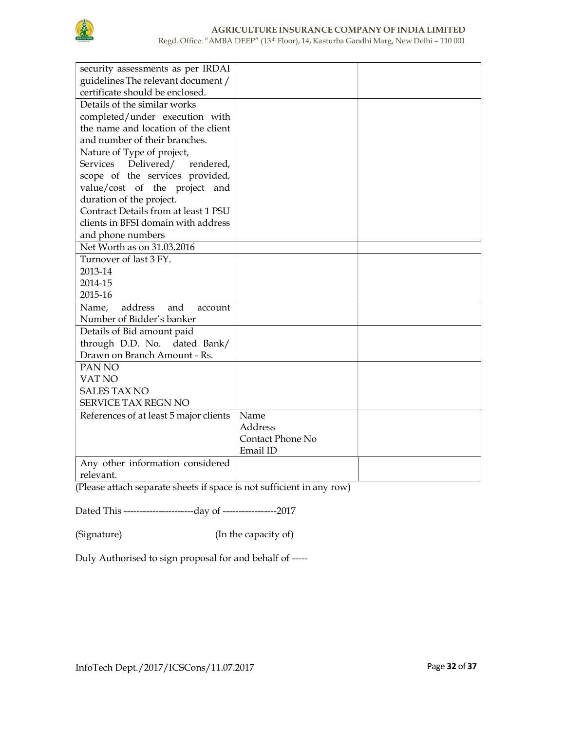| | | |
|---|---|---|
| security assessments as per IRDAI guidelines The relevant document / certificate should be enclosed. | | |
| Details of the similar works completed/under execution with the name and location of the client and number of their branches.<br>Nature of Type of project, Services Delivered/ rendered, scope of the services provided, value/cost of the project and duration of the project.<br>Contract Details from at least 1 PSU clients in BFSI domain with address and phone numbers | | |
| Net Worth as on 31.03.2016 | | |
| Turnover of last 3 FY.<br>2013-14<br>2014-15<br>2015-16 | | |
| Name, address and account Number of Bidder's banker | | |
| Details of Bid amount paid through D.D. No. dated Bank/ Drawn on Branch Amount - Rs. | | |
| PAN NO<br>VAT NO<br>SALES TAX NO<br>SERVICE TAX REGN NO | | |
| References of at least 5 major clients | Name<br>Address<br>Contact Phone No<br>Email ID | |
| Any other information considered relevant. | | |

(Please attach separate sheets if space is not sufficient in any row)

Dated This ----------------------day of -----------------2017

(Signature) (In the capacity of)

Duly Authorised to sign proposal for and behalf of -----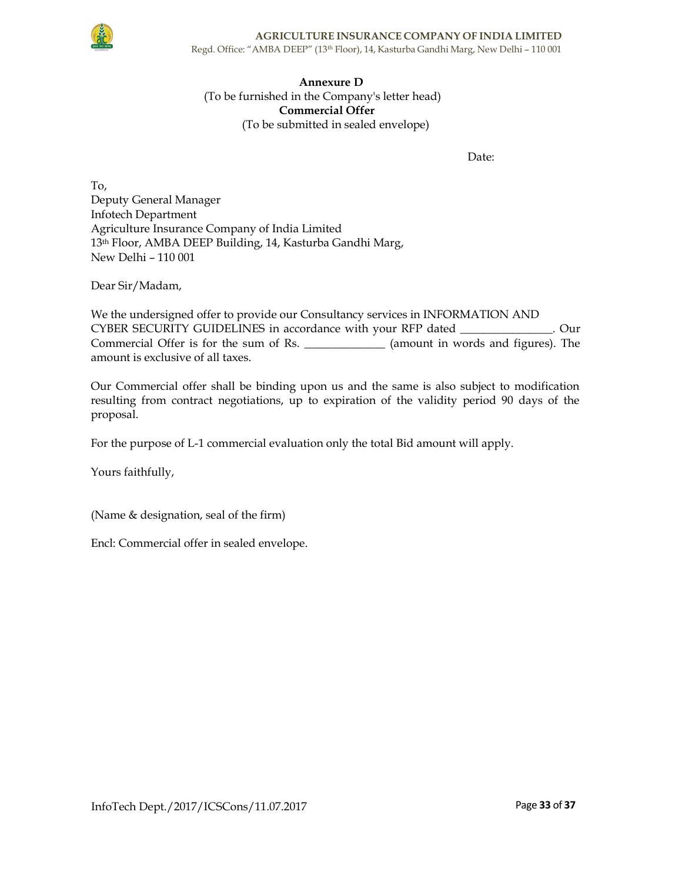**Annexure D**

(To be furnished in the Company's letter head)

**Commercial Offer**

(To be submitted in sealed envelope)

Date:

To,
Deputy General Manager
Infotech Department
Agriculture Insurance Company of India Limited
13th Floor, AMBA DEEP Building, 14, Kasturba Gandhi Marg,
New Delhi – 110 001

Dear Sir/Madam,

We the undersigned offer to provide our Consultancy services in INFORMATION AND CYBER SECURITY GUIDELINES in accordance with your RFP dated _______________. Our Commercial Offer is for the sum of Rs. _____________ (amount in words and figures). The amount is exclusive of all taxes.

Our Commercial offer shall be binding upon us and the same is also subject to modification resulting from contract negotiations, up to expiration of the validity period 90 days of the proposal.

For the purpose of L-1 commercial evaluation only the total Bid amount will apply.

Yours faithfully,

(Name & designation, seal of the firm)

Encl: Commercial offer in sealed envelope.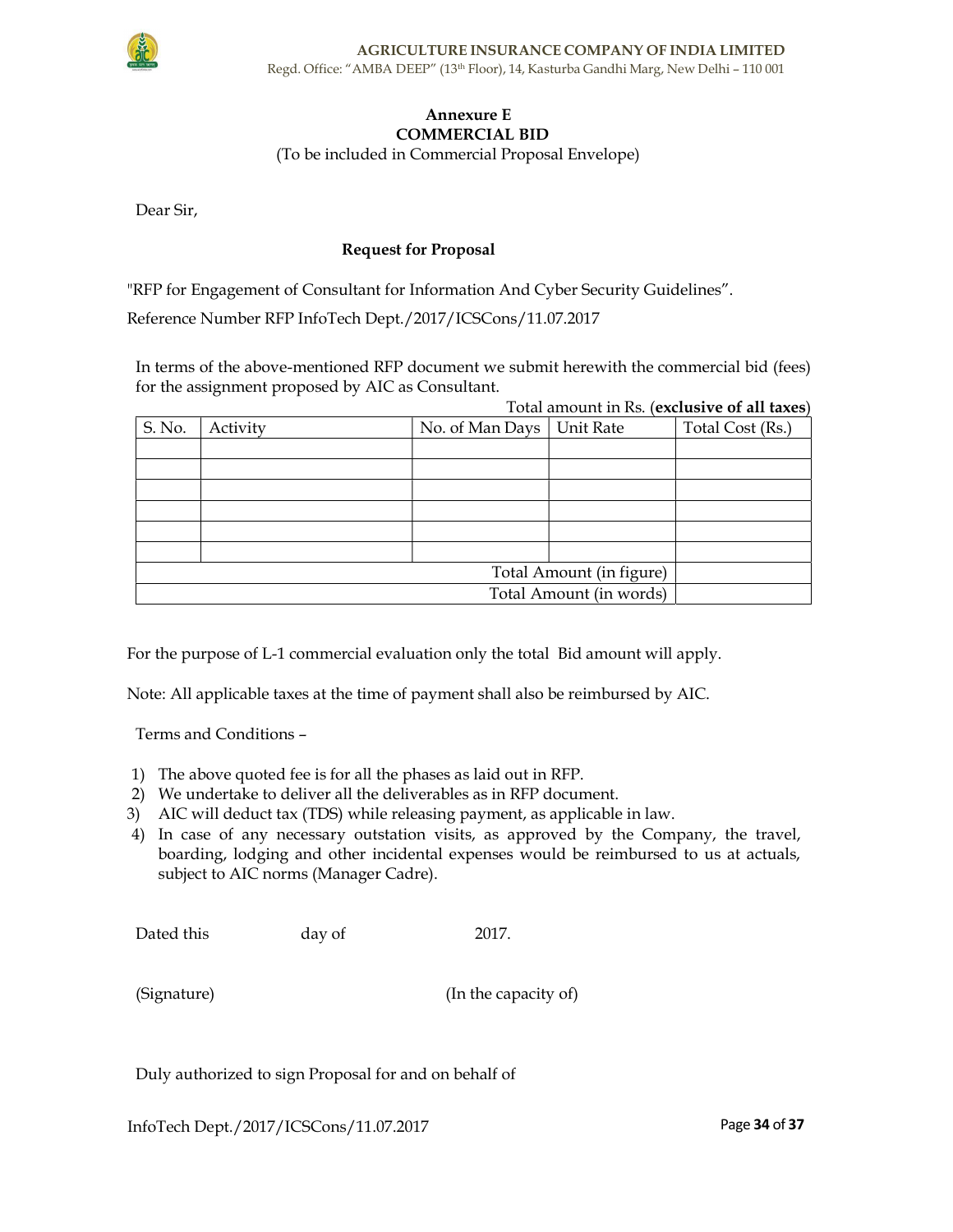## Annexure E
## COMMERCIAL BID

(To be included in Commercial Proposal Envelope)

Dear Sir,

**Request for Proposal**

"RFP for Engagement of Consultant for Information And Cyber Security Guidelines".

Reference Number RFP InfoTech Dept./2017/ICSCons/11.07.2017

In terms of the above-mentioned RFP document we submit herewith the commercial bid (fees) for the assignment proposed by AIC as Consultant.

Total amount in Rs. (**exclusive of all taxes**)

| S. No. | Activity | No. of Man Days | Unit Rate | Total Cost (Rs.) |
|---|---|---|---|---|
| | | | | |
| | | | | |
| | | | | |
| | | | | |
| | | | | |
| | | | | |
| | | | Total Amount (in figure) | |
| | | | Total Amount (in words) | |

For the purpose of L-1 commercial evaluation only the total Bid amount will apply.

Note: All applicable taxes at the time of payment shall also be reimbursed by AIC.

Terms and Conditions –

1) The above quoted fee is for all the phases as laid out in RFP.
2) We undertake to deliver all the deliverables as in RFP document.
3) AIC will deduct tax (TDS) while releasing payment, as applicable in law.
4) In case of any necessary outstation visits, as approved by the Company, the travel, boarding, lodging and other incidental expenses would be reimbursed to us at actuals, subject to AIC norms (Manager Cadre).

Dated this day of 2017.

(Signature) (In the capacity of)

Duly authorized to sign Proposal for and on behalf of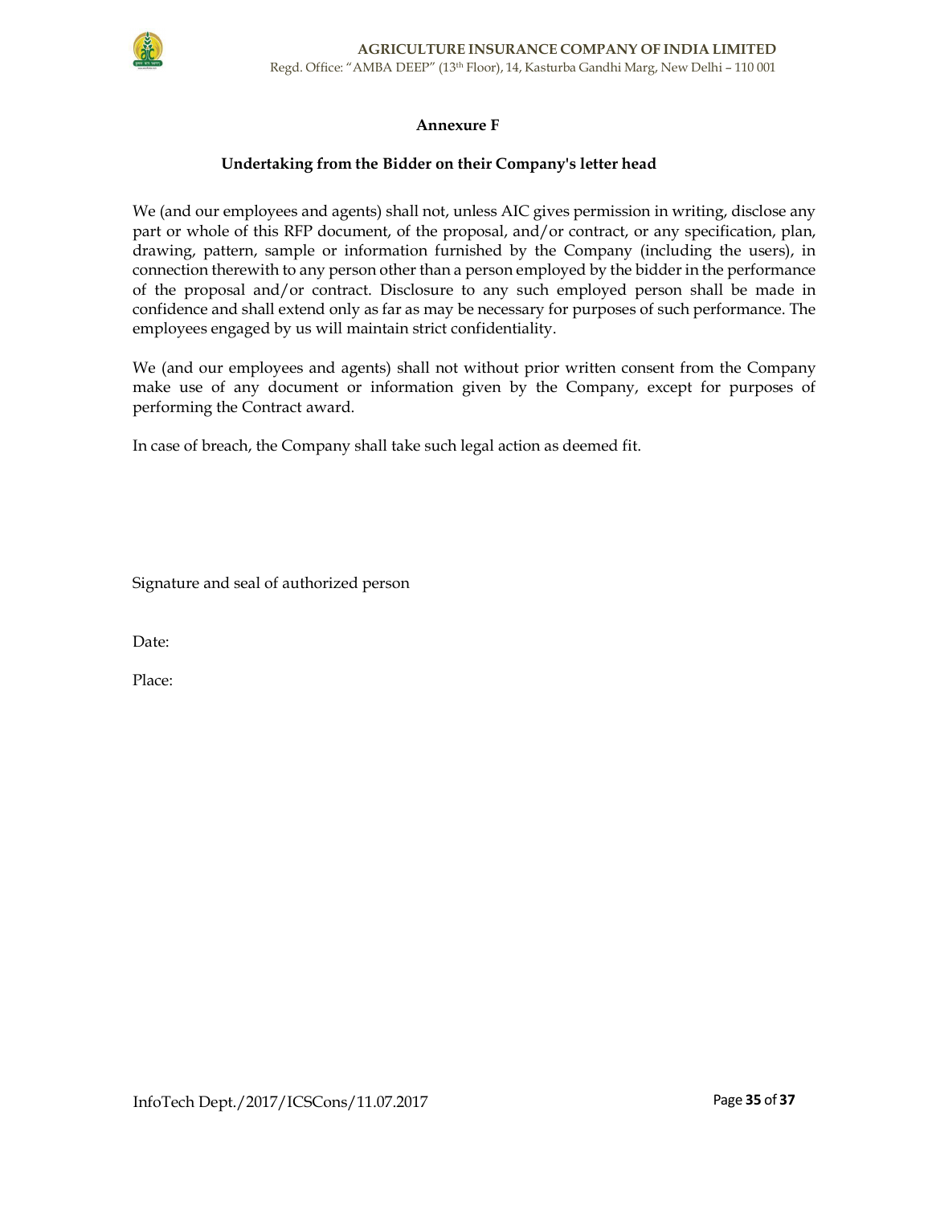## Annexure F

### Undertaking from the Bidder on their Company's letter head

We (and our employees and agents) shall not, unless AIC gives permission in writing, disclose any part or whole of this RFP document, of the proposal, and/or contract, or any specification, plan, drawing, pattern, sample or information furnished by the Company (including the users), in connection therewith to any person other than a person employed by the bidder in the performance of the proposal and/or contract. Disclosure to any such employed person shall be made in confidence and shall extend only as far as may be necessary for purposes of such performance. The employees engaged by us will maintain strict confidentiality.

We (and our employees and agents) shall not without prior written consent from the Company make use of any document or information given by the Company, except for purposes of performing the Contract award.

In case of breach, the Company shall take such legal action as deemed fit.

Signature and seal of authorized person

Date:

Place: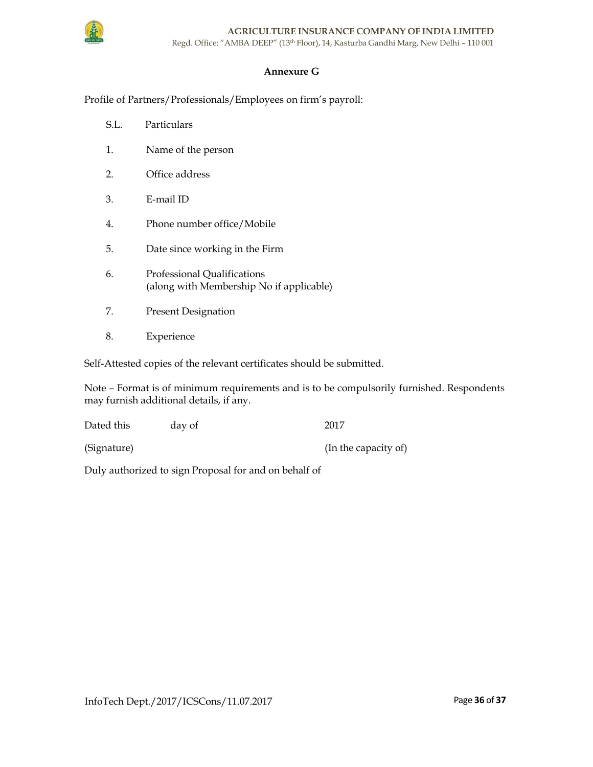## Annexure G

Profile of Partners/Professionals/Employees on firm's payroll:

| S.L. | Particulars |
|---|---|
| 1. | Name of the person |
| 2. | Office address |
| 3. | E-mail ID |
| 4. | Phone number office/Mobile |
| 5. | Date since working in the Firm |
| 6. | Professional Qualifications (along with Membership No if applicable) |
| 7. | Present Designation |
| 8. | Experience |

Self-Attested copies of the relevant certificates should be submitted.

Note – Format is of minimum requirements and is to be compulsorily furnished. Respondents may furnish additional details, if any.

Dated this day of 2017

(Signature) (In the capacity of)

Duly authorized to sign Proposal for and on behalf of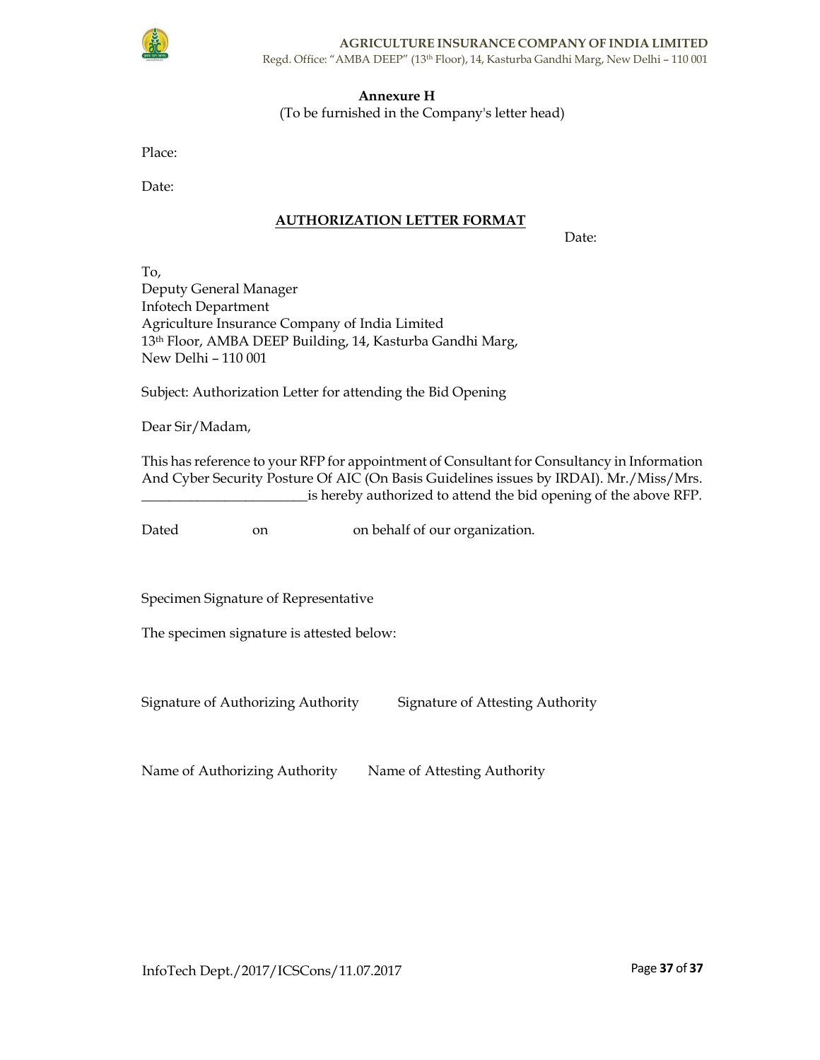**Annexure H**

(To be furnished in the Company's letter head)

Place:

Date:

## AUTHORIZATION LETTER FORMAT

Date:

To,
Deputy General Manager
Infotech Department
Agriculture Insurance Company of India Limited
13th Floor, AMBA DEEP Building, 14, Kasturba Gandhi Marg,
New Delhi – 110 001

Subject: Authorization Letter for attending the Bid Opening

Dear Sir/Madam,

This has reference to your RFP for appointment of Consultant for Consultancy in Information And Cyber Security Posture Of AIC (On Basis Guidelines issues by IRDAI). Mr./Miss/Mrs. ________________________is hereby authorized to attend the bid opening of the above RFP.

Dated on on behalf of our organization.

Specimen Signature of Representative

The specimen signature is attested below:

Signature of Authorizing Authority Signature of Attesting Authority

Name of Authorizing Authority Name of Attesting Authority

InfoTech Dept./2017/ICSCons/11.07.2017